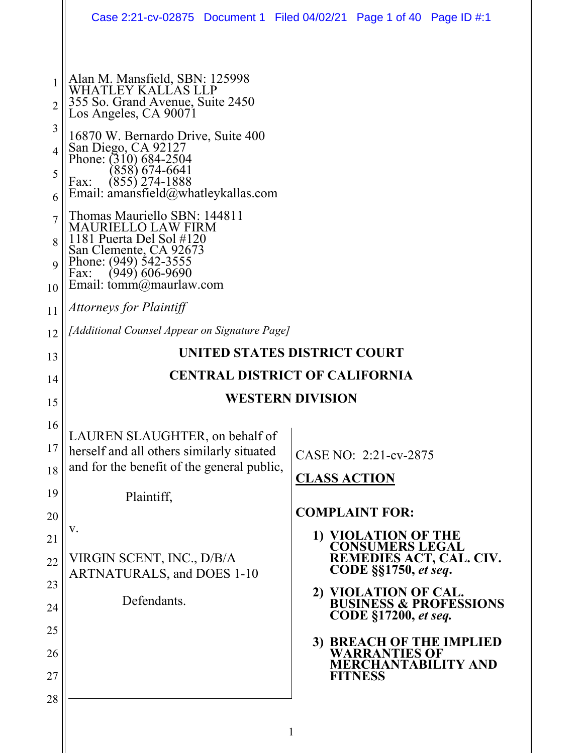Alan M. Mansfield, SBN: 125998
WHATLEY KALLAS LLP
355 So. Grand Avenue, Suite 2450
Los Angeles, CA 90071

16870 W. Bernardo Drive, Suite 400
San Diego, CA 92127
Phone: (310) 684-2504
(858) 674-6641
Fax: (855) 274-1888
Email: amansfield@whatleykallas.com

Thomas Mauriello SBN: 144811
MAURIELLO LAW FIRM
1181 Puerta Del Sol #120
San Clemente, CA 92673
Phone: (949) 542-3555
Fax: (949) 606-9690
Email: tomm@maurlaw.com

*Attorneys for Plaintiff*

*[Additional Counsel Appear on Signature Page]*

**UNITED STATES DISTRICT COURT**

**CENTRAL DISTRICT OF CALIFORNIA**

**WESTERN DIVISION**

LAUREN SLAUGHTER, on behalf of herself and all others similarly situated and for the benefit of the general public,

Plaintiff,

v.

VIRGIN SCENT, INC., D/B/A ARTNATURALS, and DOES 1-10

Defendants.

CASE NO: 2:21-cv-2875

**<u>CLASS ACTION</u>**

**COMPLAINT FOR:**

1) **VIOLATION OF THE CONSUMERS LEGAL REMEDIES ACT, CAL. CIV. CODE §§1750, *et seq*.**
2) **VIOLATION OF CAL. BUSINESS & PROFESSIONS CODE §17200, *et seq*.**
3) **BREACH OF THE IMPLIED WARRANTIES OF MERCHANTABILITY AND FITNESS**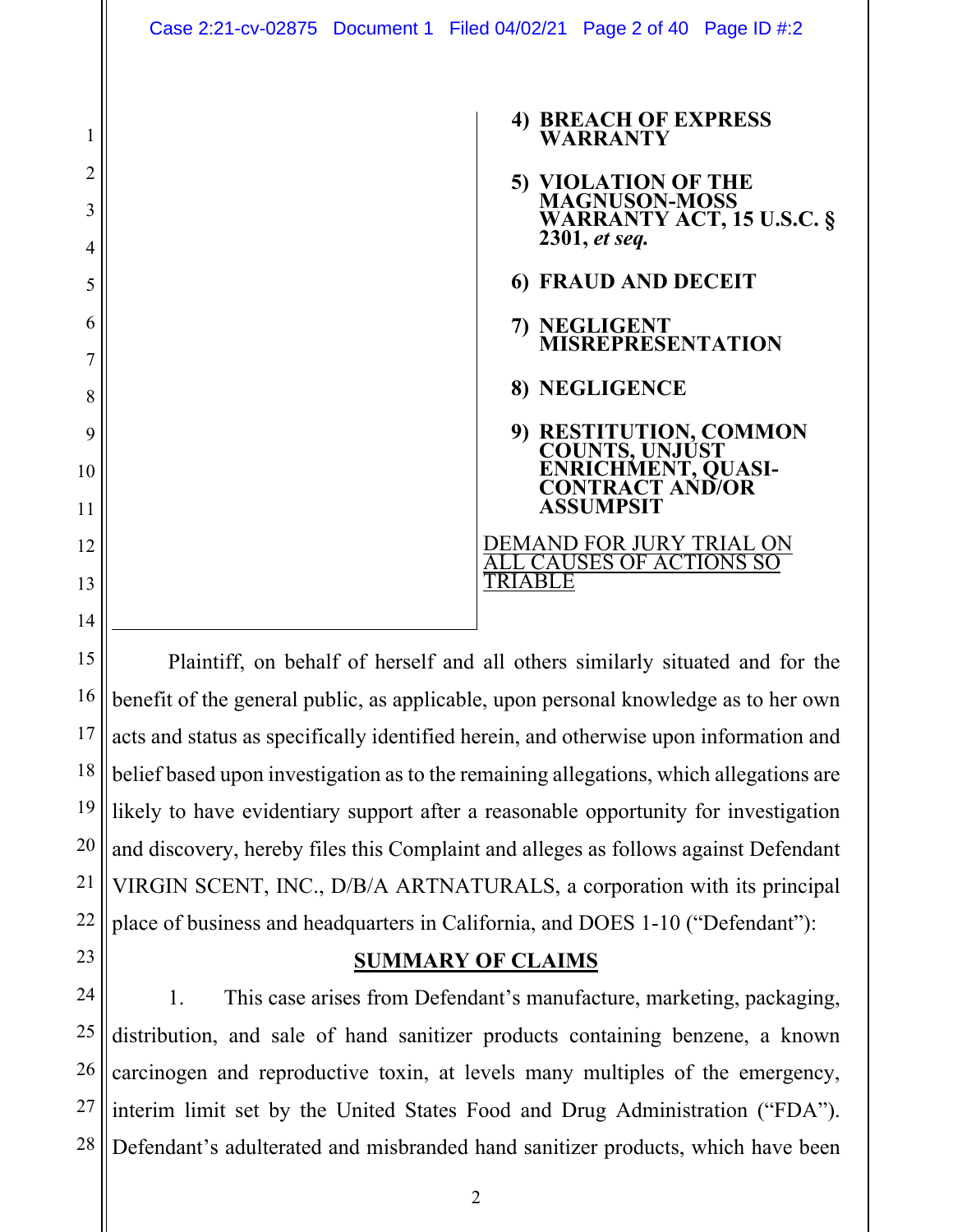**4) BREACH OF EXPRESS WARRANTY**

**5) VIOLATION OF THE MAGNUSON-MOSS WARRANTY ACT, 15 U.S.C. § 2301, *et seq.***

**6) FRAUD AND DECEIT**

**7) NEGLIGENT MISREPRESENTATION**

**8) NEGLIGENCE**

**9) RESTITUTION, COMMON COUNTS, UNJUST ENRICHMENT, QUASI-CONTRACT AND/OR ASSUMPSIT**

DEMAND FOR JURY TRIAL ON ALL CAUSES OF ACTIONS SO TRIABLE

Plaintiff, on behalf of herself and all others similarly situated and for the benefit of the general public, as applicable, upon personal knowledge as to her own acts and status as specifically identified herein, and otherwise upon information and belief based upon investigation as to the remaining allegations, which allegations are likely to have evidentiary support after a reasonable opportunity for investigation and discovery, hereby files this Complaint and alleges as follows against Defendant VIRGIN SCENT, INC., D/B/A ARTNATURALS, a corporation with its principal place of business and headquarters in California, and DOES 1-10 ("Defendant"):

## SUMMARY OF CLAIMS

1. This case arises from Defendant's manufacture, marketing, packaging, distribution, and sale of hand sanitizer products containing benzene, a known carcinogen and reproductive toxin, at levels many multiples of the emergency, interim limit set by the United States Food and Drug Administration ("FDA"). Defendant's adulterated and misbranded hand sanitizer products, which have been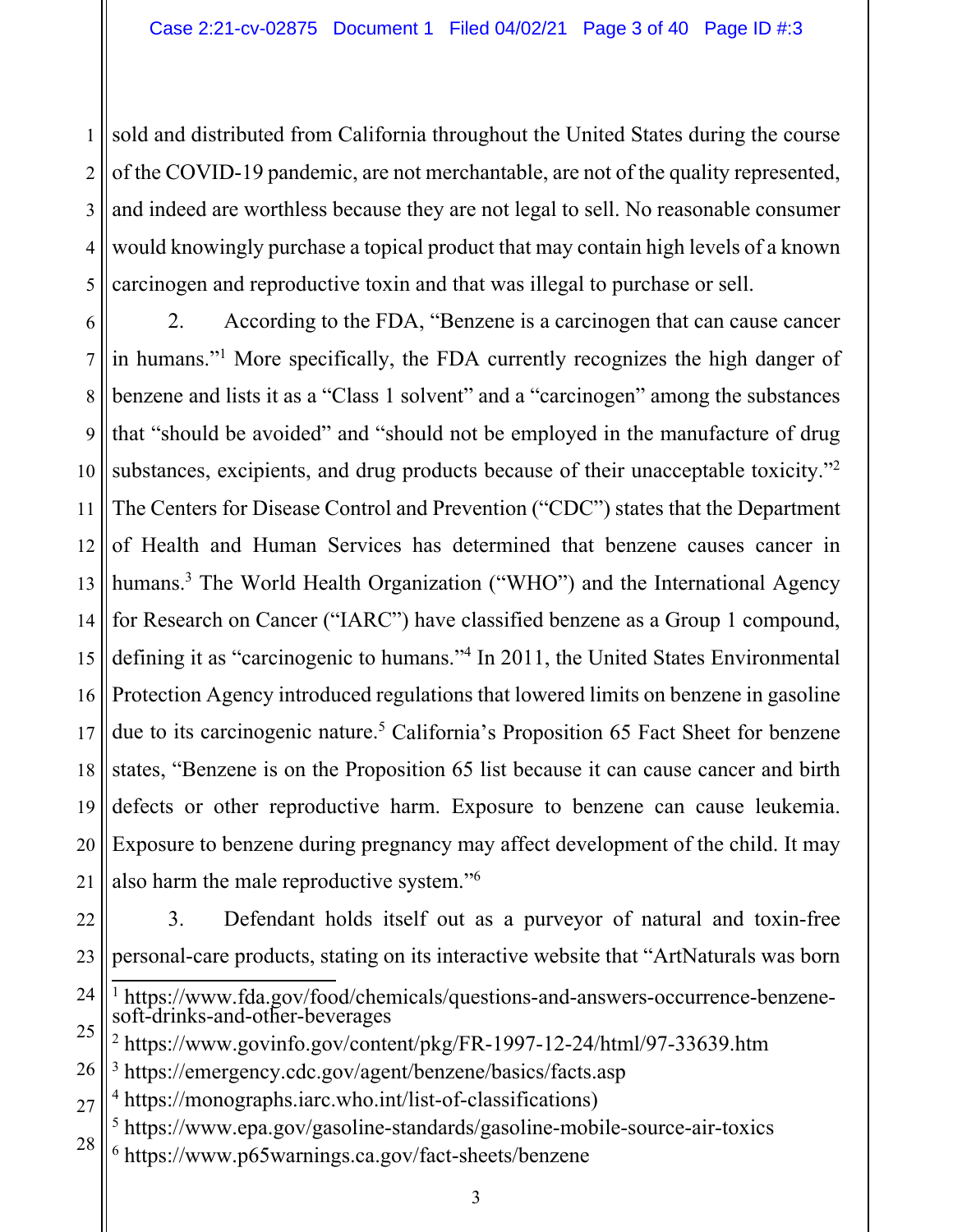sold and distributed from California throughout the United States during the course of the COVID-19 pandemic, are not merchantable, are not of the quality represented, and indeed are worthless because they are not legal to sell. No reasonable consumer would knowingly purchase a topical product that may contain high levels of a known carcinogen and reproductive toxin and that was illegal to purchase or sell.

2. According to the FDA, "Benzene is a carcinogen that can cause cancer in humans."[1] More specifically, the FDA currently recognizes the high danger of benzene and lists it as a "Class 1 solvent" and a "carcinogen" among the substances that "should be avoided" and "should not be employed in the manufacture of drug substances, excipients, and drug products because of their unacceptable toxicity."[2] The Centers for Disease Control and Prevention ("CDC") states that the Department of Health and Human Services has determined that benzene causes cancer in humans.[3] The World Health Organization ("WHO") and the International Agency for Research on Cancer ("IARC") have classified benzene as a Group 1 compound, defining it as "carcinogenic to humans."[4] In 2011, the United States Environmental Protection Agency introduced regulations that lowered limits on benzene in gasoline due to its carcinogenic nature.[5] California's Proposition 65 Fact Sheet for benzene states, "Benzene is on the Proposition 65 list because it can cause cancer and birth defects or other reproductive harm. Exposure to benzene can cause leukemia. Exposure to benzene during pregnancy may affect development of the child. It may also harm the male reproductive system."[6]

3. Defendant holds itself out as a purveyor of natural and toxin-free personal-care products, stating on its interactive website that "ArtNaturals was born

---

[1] https://www.fda.gov/food/chemicals/questions-and-answers-occurrence-benzene-soft-drinks-and-other-beverages

[2] https://www.govinfo.gov/content/pkg/FR-1997-12-24/html/97-33639.htm

[3] https://emergency.cdc.gov/agent/benzene/basics/facts.asp

[4] https://monographs.iarc.who.int/list-of-classifications)

[5] https://www.epa.gov/gasoline-standards/gasoline-mobile-source-air-toxics

[6] https://www.p65warnings.ca.gov/fact-sheets/benzene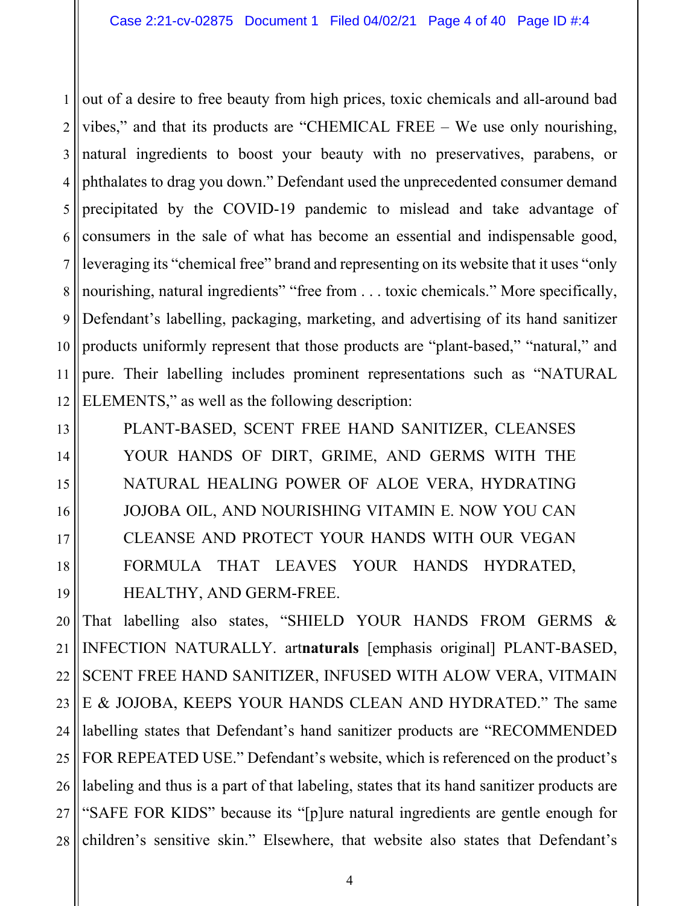out of a desire to free beauty from high prices, toxic chemicals and all-around bad vibes," and that its products are "CHEMICAL FREE – We use only nourishing, natural ingredients to boost your beauty with no preservatives, parabens, or phthalates to drag you down." Defendant used the unprecedented consumer demand precipitated by the COVID-19 pandemic to mislead and take advantage of consumers in the sale of what has become an essential and indispensable good, leveraging its "chemical free" brand and representing on its website that it uses "only nourishing, natural ingredients" "free from . . . toxic chemicals." More specifically, Defendant's labelling, packaging, marketing, and advertising of its hand sanitizer products uniformly represent that those products are "plant-based," "natural," and pure. Their labelling includes prominent representations such as "NATURAL ELEMENTS," as well as the following description:

> PLANT-BASED, SCENT FREE HAND SANITIZER, CLEANSES YOUR HANDS OF DIRT, GRIME, AND GERMS WITH THE NATURAL HEALING POWER OF ALOE VERA, HYDRATING JOJOBA OIL, AND NOURISHING VITAMIN E. NOW YOU CAN CLEANSE AND PROTECT YOUR HANDS WITH OUR VEGAN FORMULA THAT LEAVES YOUR HANDS HYDRATED, HEALTHY, AND GERM-FREE.

That labelling also states, "SHIELD YOUR HANDS FROM GERMS & INFECTION NATURALLY. art**naturals** [emphasis original] PLANT-BASED, SCENT FREE HAND SANITIZER, INFUSED WITH ALOW VERA, VITMAIN E & JOJOBA, KEEPS YOUR HANDS CLEAN AND HYDRATED." The same labelling states that Defendant's hand sanitizer products are "RECOMMENDED FOR REPEATED USE." Defendant's website, which is referenced on the product's labeling and thus is a part of that labeling, states that its hand sanitizer products are "SAFE FOR KIDS" because its "[p]ure natural ingredients are gentle enough for children's sensitive skin." Elsewhere, that website also states that Defendant's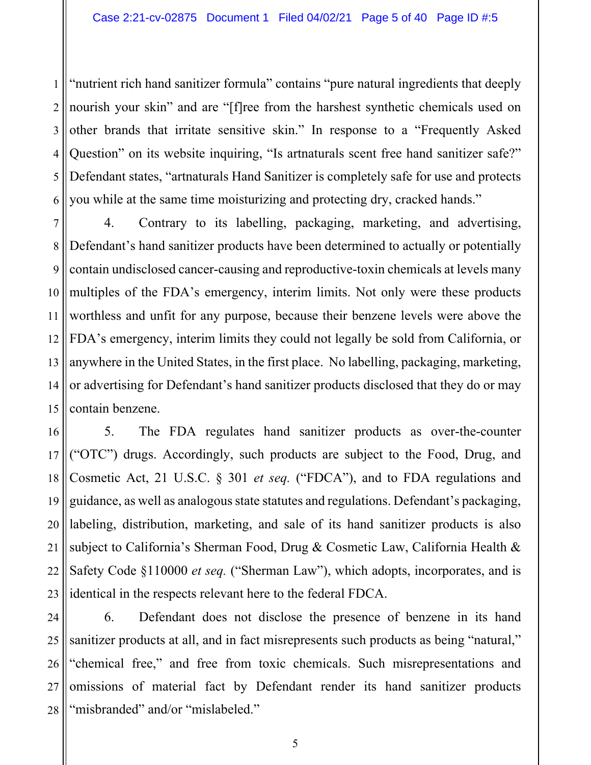"nutrient rich hand sanitizer formula" contains "pure natural ingredients that deeply nourish your skin" and are "[f]ree from the harshest synthetic chemicals used on other brands that irritate sensitive skin." In response to a "Frequently Asked Question" on its website inquiring, "Is artnaturals scent free hand sanitizer safe?" Defendant states, "artnaturals Hand Sanitizer is completely safe for use and protects you while at the same time moisturizing and protecting dry, cracked hands."

4. Contrary to its labelling, packaging, marketing, and advertising, Defendant's hand sanitizer products have been determined to actually or potentially contain undisclosed cancer-causing and reproductive-toxin chemicals at levels many multiples of the FDA's emergency, interim limits. Not only were these products worthless and unfit for any purpose, because their benzene levels were above the FDA's emergency, interim limits they could not legally be sold from California, or anywhere in the United States, in the first place. No labelling, packaging, marketing, or advertising for Defendant's hand sanitizer products disclosed that they do or may contain benzene.

5. The FDA regulates hand sanitizer products as over-the-counter ("OTC") drugs. Accordingly, such products are subject to the Food, Drug, and Cosmetic Act, 21 U.S.C. § 301 *et seq.* ("FDCA"), and to FDA regulations and guidance, as well as analogous state statutes and regulations. Defendant's packaging, labeling, distribution, marketing, and sale of its hand sanitizer products is also subject to California's Sherman Food, Drug & Cosmetic Law, California Health & Safety Code §110000 *et seq.* ("Sherman Law"), which adopts, incorporates, and is identical in the respects relevant here to the federal FDCA.

6. Defendant does not disclose the presence of benzene in its hand sanitizer products at all, and in fact misrepresents such products as being "natural," "chemical free," and free from toxic chemicals. Such misrepresentations and omissions of material fact by Defendant render its hand sanitizer products "misbranded" and/or "mislabeled."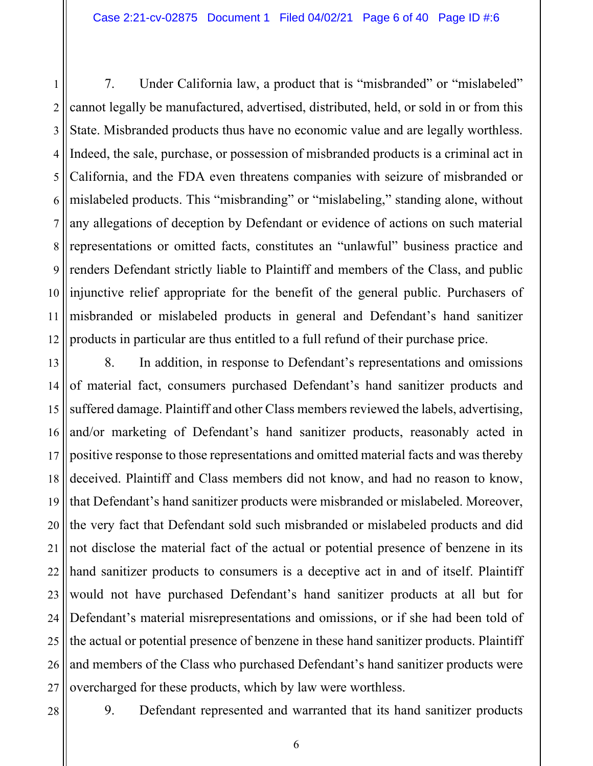7. Under California law, a product that is "misbranded" or "mislabeled" cannot legally be manufactured, advertised, distributed, held, or sold in or from this State. Misbranded products thus have no economic value and are legally worthless. Indeed, the sale, purchase, or possession of misbranded products is a criminal act in California, and the FDA even threatens companies with seizure of misbranded or mislabeled products. This "misbranding" or "mislabeling," standing alone, without any allegations of deception by Defendant or evidence of actions on such material representations or omitted facts, constitutes an "unlawful" business practice and renders Defendant strictly liable to Plaintiff and members of the Class, and public injunctive relief appropriate for the benefit of the general public. Purchasers of misbranded or mislabeled products in general and Defendant's hand sanitizer products in particular are thus entitled to a full refund of their purchase price.

8. In addition, in response to Defendant's representations and omissions of material fact, consumers purchased Defendant's hand sanitizer products and suffered damage. Plaintiff and other Class members reviewed the labels, advertising, and/or marketing of Defendant's hand sanitizer products, reasonably acted in positive response to those representations and omitted material facts and was thereby deceived. Plaintiff and Class members did not know, and had no reason to know, that Defendant's hand sanitizer products were misbranded or mislabeled. Moreover, the very fact that Defendant sold such misbranded or mislabeled products and did not disclose the material fact of the actual or potential presence of benzene in its hand sanitizer products to consumers is a deceptive act in and of itself. Plaintiff would not have purchased Defendant's hand sanitizer products at all but for Defendant's material misrepresentations and omissions, or if she had been told of the actual or potential presence of benzene in these hand sanitizer products. Plaintiff and members of the Class who purchased Defendant's hand sanitizer products were overcharged for these products, which by law were worthless.

9. Defendant represented and warranted that its hand sanitizer products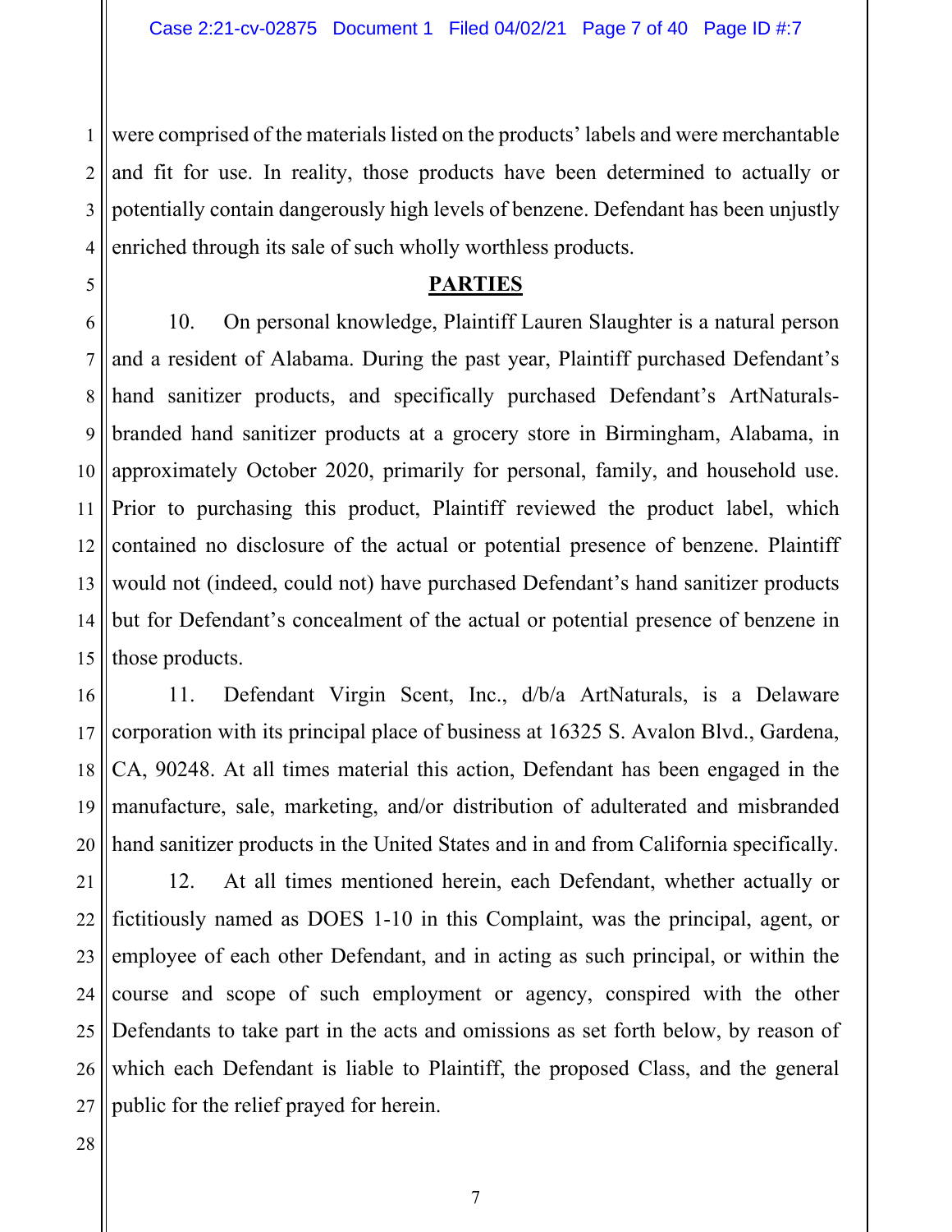were comprised of the materials listed on the products' labels and were merchantable and fit for use. In reality, those products have been determined to actually or potentially contain dangerously high levels of benzene. Defendant has been unjustly enriched through its sale of such wholly worthless products.

## PARTIES

10. On personal knowledge, Plaintiff Lauren Slaughter is a natural person and a resident of Alabama. During the past year, Plaintiff purchased Defendant's hand sanitizer products, and specifically purchased Defendant's ArtNaturals-branded hand sanitizer products at a grocery store in Birmingham, Alabama, in approximately October 2020, primarily for personal, family, and household use. Prior to purchasing this product, Plaintiff reviewed the product label, which contained no disclosure of the actual or potential presence of benzene. Plaintiff would not (indeed, could not) have purchased Defendant's hand sanitizer products but for Defendant's concealment of the actual or potential presence of benzene in those products.

11. Defendant Virgin Scent, Inc., d/b/a ArtNaturals, is a Delaware corporation with its principal place of business at 16325 S. Avalon Blvd., Gardena, CA, 90248. At all times material this action, Defendant has been engaged in the manufacture, sale, marketing, and/or distribution of adulterated and misbranded hand sanitizer products in the United States and in and from California specifically.

12. At all times mentioned herein, each Defendant, whether actually or fictitiously named as DOES 1-10 in this Complaint, was the principal, agent, or employee of each other Defendant, and in acting as such principal, or within the course and scope of such employment or agency, conspired with the other Defendants to take part in the acts and omissions as set forth below, by reason of which each Defendant is liable to Plaintiff, the proposed Class, and the general public for the relief prayed for herein.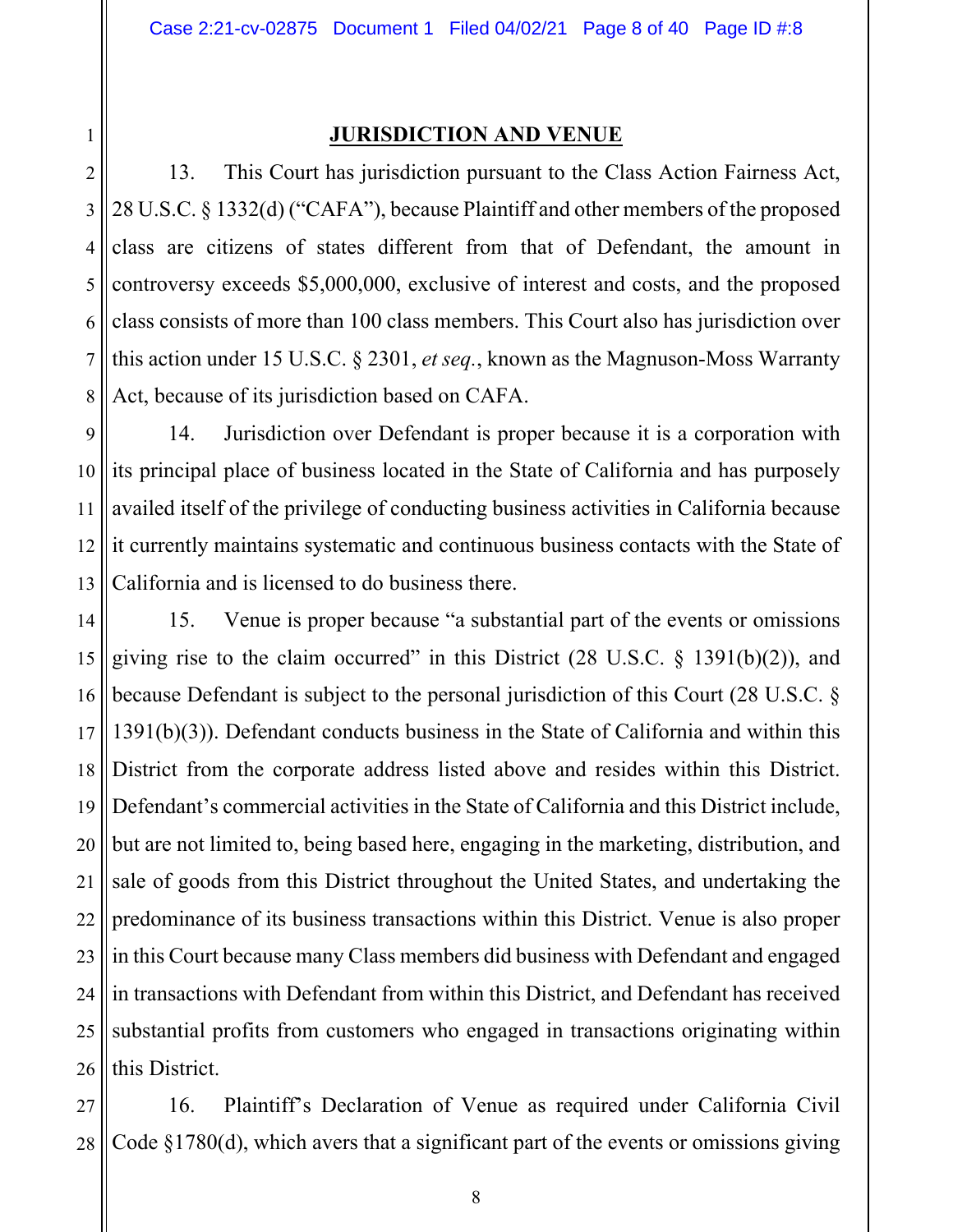## JURISDICTION AND VENUE

13. This Court has jurisdiction pursuant to the Class Action Fairness Act, 28 U.S.C. § 1332(d) ("CAFA"), because Plaintiff and other members of the proposed class are citizens of states different from that of Defendant, the amount in controversy exceeds $5,000,000, exclusive of interest and costs, and the proposed class consists of more than 100 class members. This Court also has jurisdiction over this action under 15 U.S.C. § 2301, *et seq.*, known as the Magnuson-Moss Warranty Act, because of its jurisdiction based on CAFA.

14. Jurisdiction over Defendant is proper because it is a corporation with its principal place of business located in the State of California and has purposely availed itself of the privilege of conducting business activities in California because it currently maintains systematic and continuous business contacts with the State of California and is licensed to do business there.

15. Venue is proper because "a substantial part of the events or omissions giving rise to the claim occurred" in this District (28 U.S.C. § 1391(b)(2)), and because Defendant is subject to the personal jurisdiction of this Court (28 U.S.C. § 1391(b)(3)). Defendant conducts business in the State of California and within this District from the corporate address listed above and resides within this District. Defendant's commercial activities in the State of California and this District include, but are not limited to, being based here, engaging in the marketing, distribution, and sale of goods from this District throughout the United States, and undertaking the predominance of its business transactions within this District. Venue is also proper in this Court because many Class members did business with Defendant and engaged in transactions with Defendant from within this District, and Defendant has received substantial profits from customers who engaged in transactions originating within this District.

16. Plaintiff's Declaration of Venue as required under California Civil Code §1780(d), which avers that a significant part of the events or omissions giving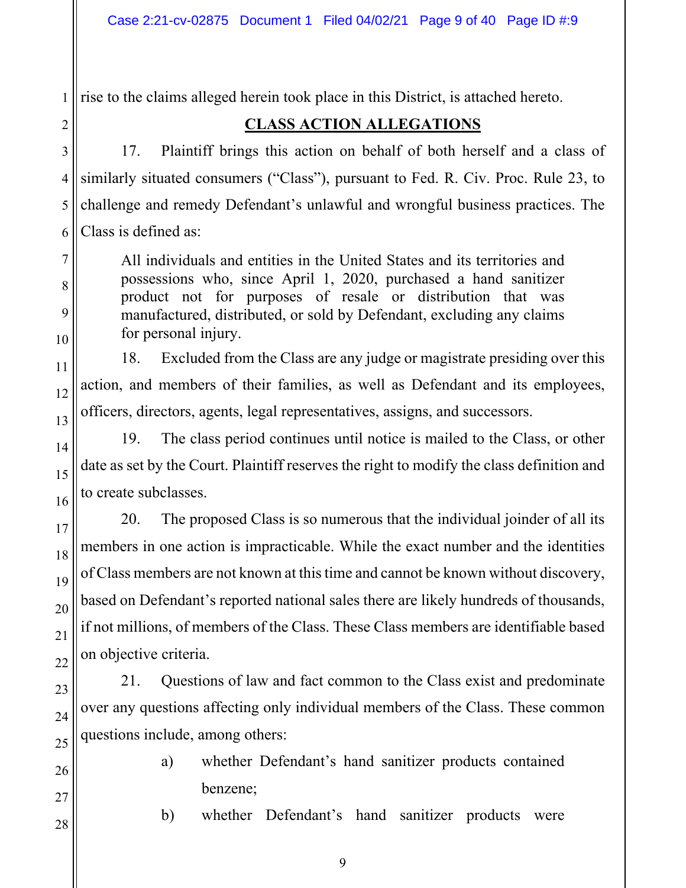rise to the claims alleged herein took place in this District, is attached hereto.

## CLASS ACTION ALLEGATIONS

17. Plaintiff brings this action on behalf of both herself and a class of similarly situated consumers ("Class"), pursuant to Fed. R. Civ. Proc. Rule 23, to challenge and remedy Defendant's unlawful and wrongful business practices. The Class is defined as:

> All individuals and entities in the United States and its territories and possessions who, since April 1, 2020, purchased a hand sanitizer product not for purposes of resale or distribution that was manufactured, distributed, or sold by Defendant, excluding any claims for personal injury.

18. Excluded from the Class are any judge or magistrate presiding over this action, and members of their families, as well as Defendant and its employees, officers, directors, agents, legal representatives, assigns, and successors.

19. The class period continues until notice is mailed to the Class, or other date as set by the Court. Plaintiff reserves the right to modify the class definition and to create subclasses.

20. The proposed Class is so numerous that the individual joinder of all its members in one action is impracticable. While the exact number and the identities of Class members are not known at this time and cannot be known without discovery, based on Defendant's reported national sales there are likely hundreds of thousands, if not millions, of members of the Class. These Class members are identifiable based on objective criteria.

21. Questions of law and fact common to the Class exist and predominate over any questions affecting only individual members of the Class. These common questions include, among others:

a) whether Defendant's hand sanitizer products contained benzene;

b) whether Defendant's hand sanitizer products were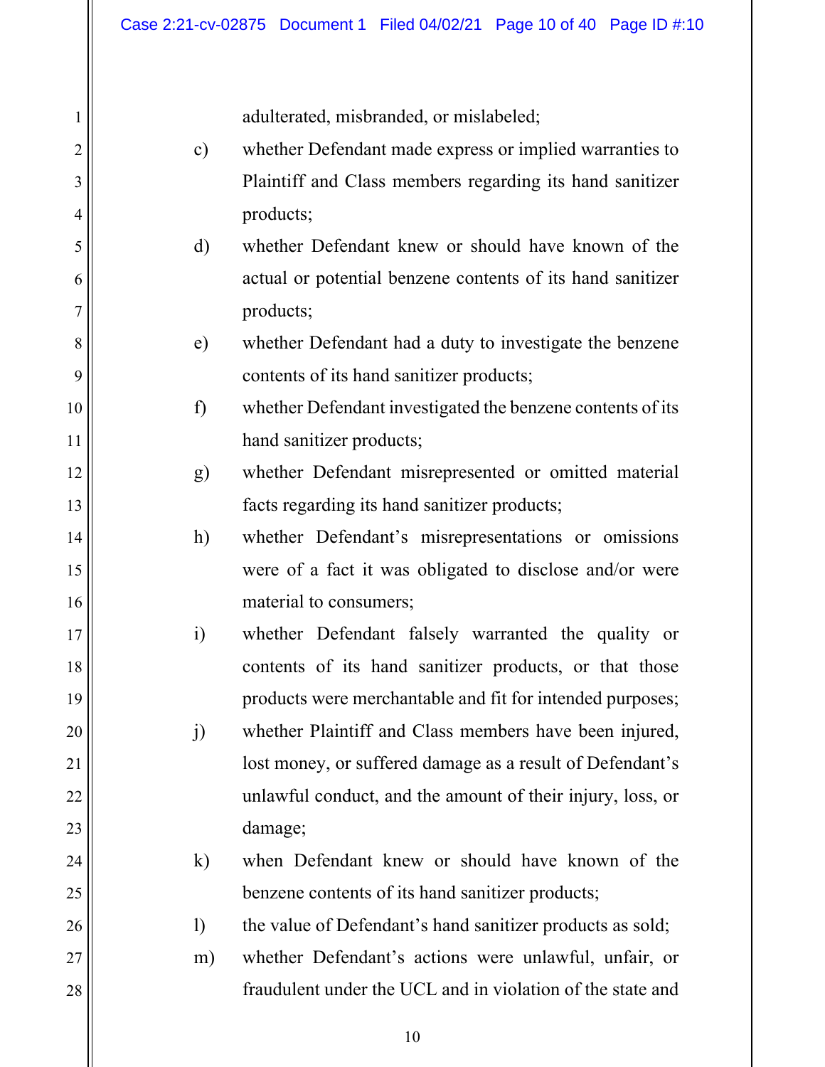adulterated, misbranded, or mislabeled;

c) whether Defendant made express or implied warranties to Plaintiff and Class members regarding its hand sanitizer products;

d) whether Defendant knew or should have known of the actual or potential benzene contents of its hand sanitizer products;

e) whether Defendant had a duty to investigate the benzene contents of its hand sanitizer products;

f) whether Defendant investigated the benzene contents of its hand sanitizer products;

g) whether Defendant misrepresented or omitted material facts regarding its hand sanitizer products;

h) whether Defendant's misrepresentations or omissions were of a fact it was obligated to disclose and/or were material to consumers;

i) whether Defendant falsely warranted the quality or contents of its hand sanitizer products, or that those products were merchantable and fit for intended purposes;

j) whether Plaintiff and Class members have been injured, lost money, or suffered damage as a result of Defendant's unlawful conduct, and the amount of their injury, loss, or damage;

k) when Defendant knew or should have known of the benzene contents of its hand sanitizer products;

l) the value of Defendant's hand sanitizer products as sold;

m) whether Defendant's actions were unlawful, unfair, or fraudulent under the UCL and in violation of the state and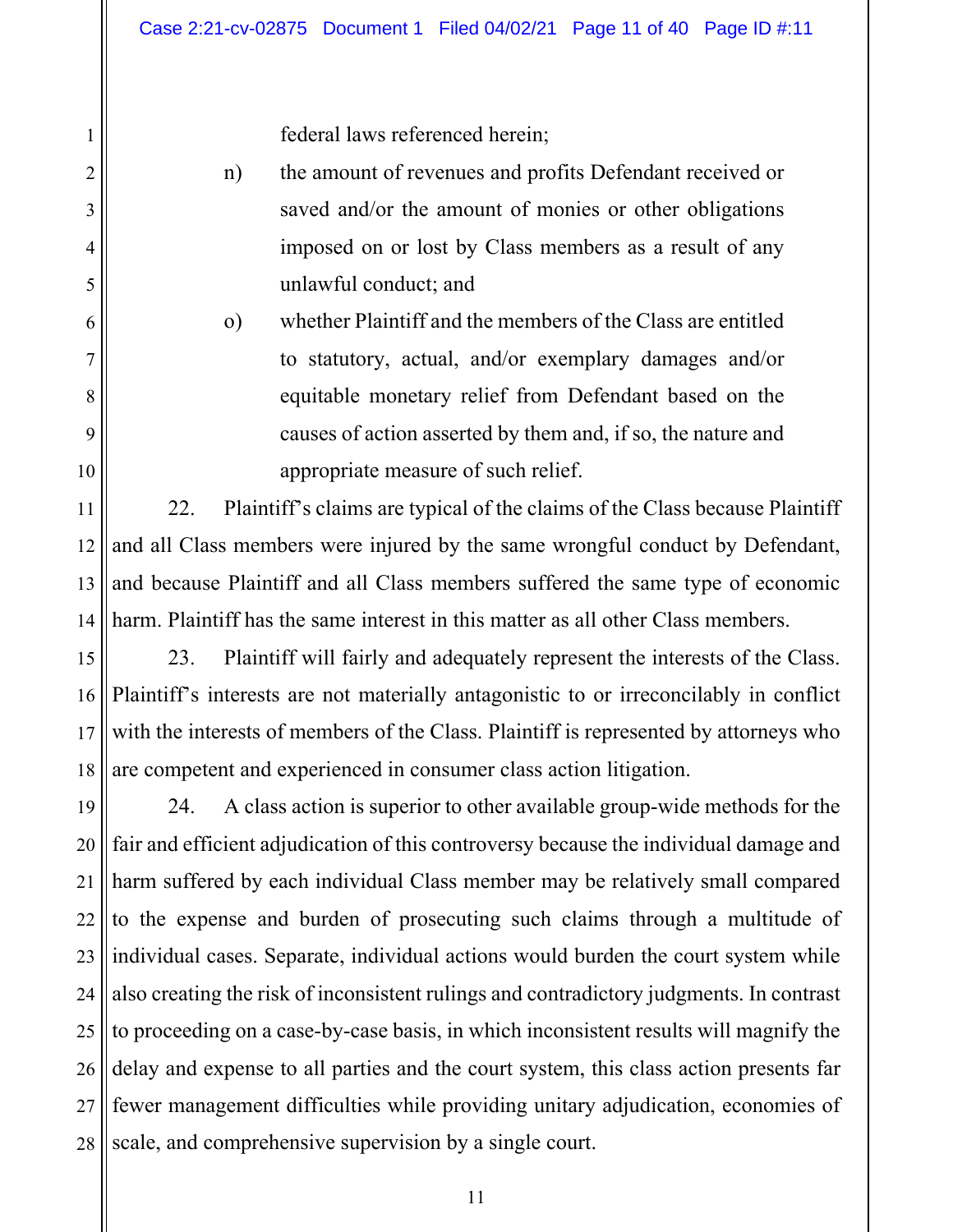federal laws referenced herein;

n) the amount of revenues and profits Defendant received or saved and/or the amount of monies or other obligations imposed on or lost by Class members as a result of any unlawful conduct; and

o) whether Plaintiff and the members of the Class are entitled to statutory, actual, and/or exemplary damages and/or equitable monetary relief from Defendant based on the causes of action asserted by them and, if so, the nature and appropriate measure of such relief.

22. Plaintiff's claims are typical of the claims of the Class because Plaintiff and all Class members were injured by the same wrongful conduct by Defendant, and because Plaintiff and all Class members suffered the same type of economic harm. Plaintiff has the same interest in this matter as all other Class members.

23. Plaintiff will fairly and adequately represent the interests of the Class. Plaintiff's interests are not materially antagonistic to or irreconcilably in conflict with the interests of members of the Class. Plaintiff is represented by attorneys who are competent and experienced in consumer class action litigation.

24. A class action is superior to other available group-wide methods for the fair and efficient adjudication of this controversy because the individual damage and harm suffered by each individual Class member may be relatively small compared to the expense and burden of prosecuting such claims through a multitude of individual cases. Separate, individual actions would burden the court system while also creating the risk of inconsistent rulings and contradictory judgments. In contrast to proceeding on a case-by-case basis, in which inconsistent results will magnify the delay and expense to all parties and the court system, this class action presents far fewer management difficulties while providing unitary adjudication, economies of scale, and comprehensive supervision by a single court.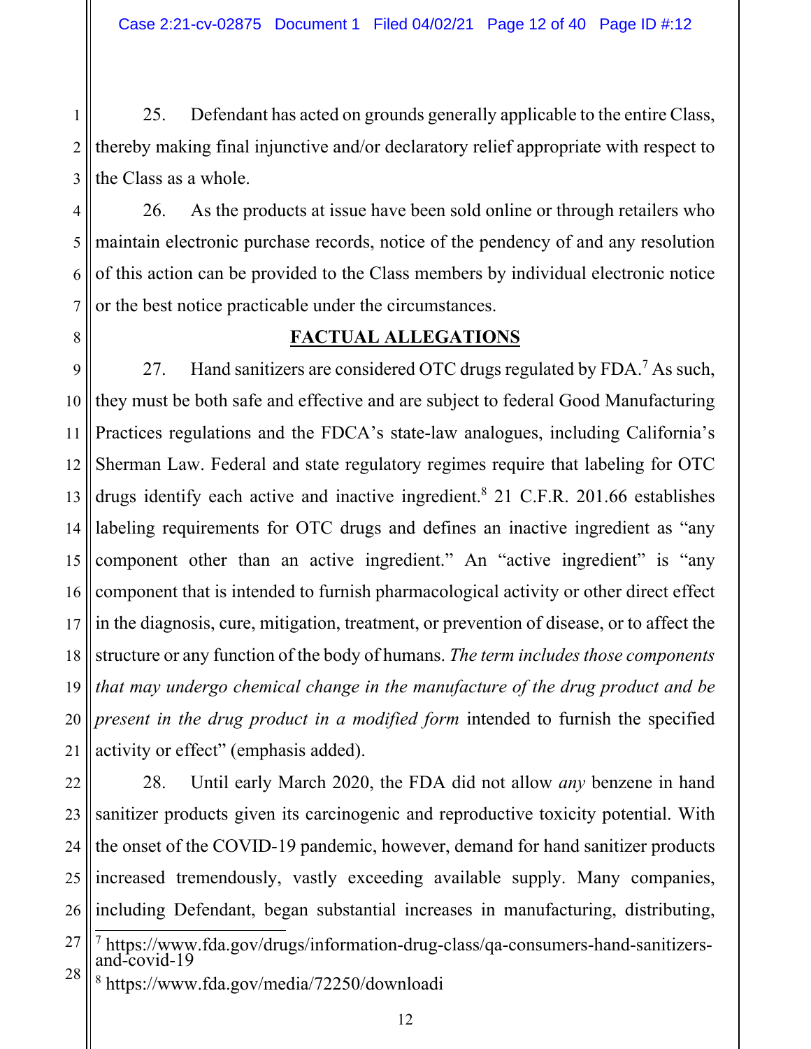25. Defendant has acted on grounds generally applicable to the entire Class, thereby making final injunctive and/or declaratory relief appropriate with respect to the Class as a whole.

26. As the products at issue have been sold online or through retailers who maintain electronic purchase records, notice of the pendency of and any resolution of this action can be provided to the Class members by individual electronic notice or the best notice practicable under the circumstances.

## FACTUAL ALLEGATIONS

27. Hand sanitizers are considered OTC drugs regulated by FDA.[7] As such, they must be both safe and effective and are subject to federal Good Manufacturing Practices regulations and the FDCA's state-law analogues, including California's Sherman Law. Federal and state regulatory regimes require that labeling for OTC drugs identify each active and inactive ingredient.[8] 21 C.F.R. 201.66 establishes labeling requirements for OTC drugs and defines an inactive ingredient as "any component other than an active ingredient." An "active ingredient" is "any component that is intended to furnish pharmacological activity or other direct effect in the diagnosis, cure, mitigation, treatment, or prevention of disease, or to affect the structure or any function of the body of humans. *The term includes those components that may undergo chemical change in the manufacture of the drug product and be present in the drug product in a modified form* intended to furnish the specified activity or effect" (emphasis added).

28. Until early March 2020, the FDA did not allow *any* benzene in hand sanitizer products given its carcinogenic and reproductive toxicity potential. With the onset of the COVID-19 pandemic, however, demand for hand sanitizer products increased tremendously, vastly exceeding available supply. Many companies, including Defendant, began substantial increases in manufacturing, distributing,

---

[7] https://www.fda.gov/drugs/information-drug-class/qa-consumers-hand-sanitizers-and-covid-19

[8] https://www.fda.gov/media/72250/downloadi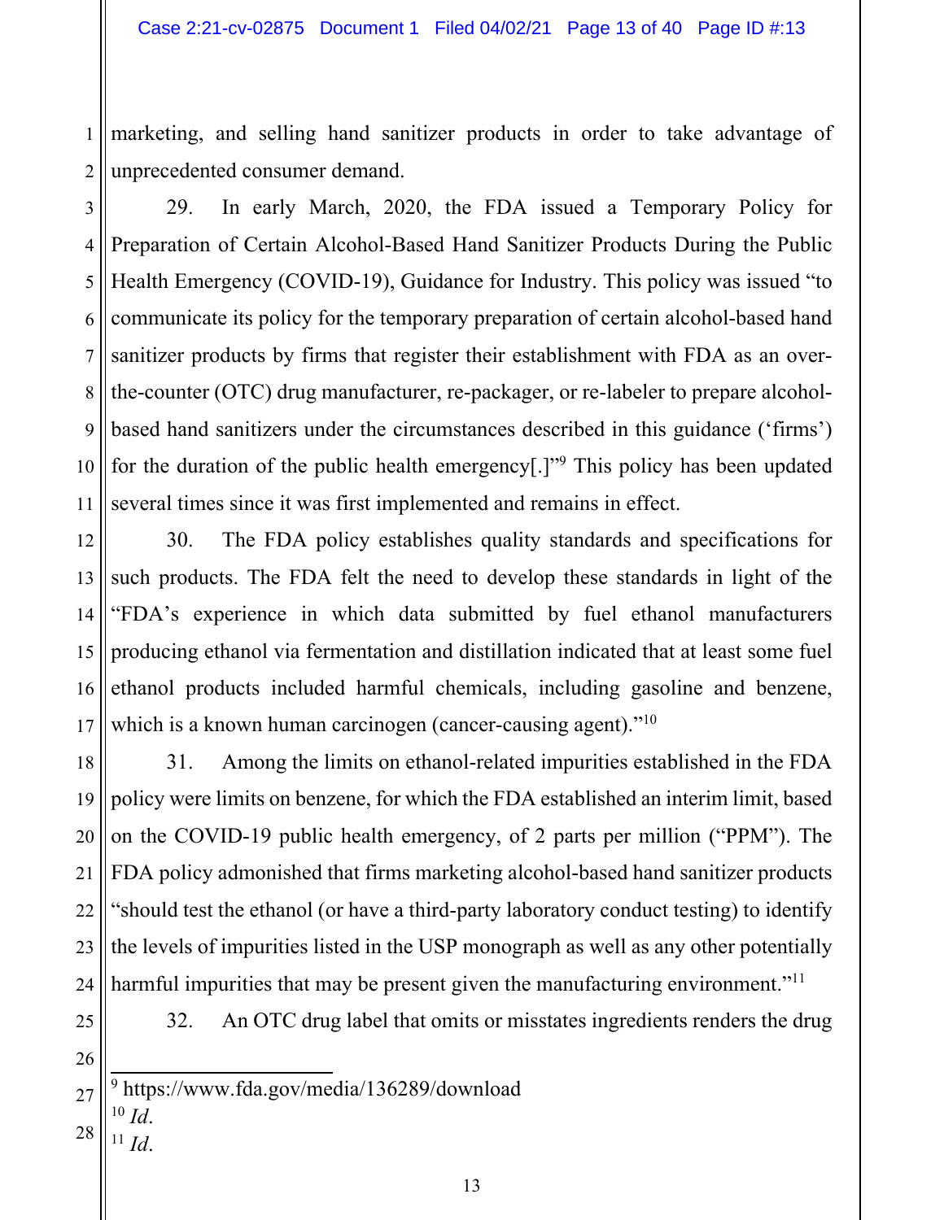marketing, and selling hand sanitizer products in order to take advantage of unprecedented consumer demand.

29. In early March, 2020, the FDA issued a Temporary Policy for Preparation of Certain Alcohol-Based Hand Sanitizer Products During the Public Health Emergency (COVID-19), Guidance for Industry. This policy was issued "to communicate its policy for the temporary preparation of certain alcohol-based hand sanitizer products by firms that register their establishment with FDA as an over-the-counter (OTC) drug manufacturer, re-packager, or re-labeler to prepare alcohol-based hand sanitizers under the circumstances described in this guidance ('firms') for the duration of the public health emergency[.]"[9] This policy has been updated several times since it was first implemented and remains in effect.

30. The FDA policy establishes quality standards and specifications for such products. The FDA felt the need to develop these standards in light of the "FDA's experience in which data submitted by fuel ethanol manufacturers producing ethanol via fermentation and distillation indicated that at least some fuel ethanol products included harmful chemicals, including gasoline and benzene, which is a known human carcinogen (cancer-causing agent)."[10]

31. Among the limits on ethanol-related impurities established in the FDA policy were limits on benzene, for which the FDA established an interim limit, based on the COVID-19 public health emergency, of 2 parts per million ("PPM"). The FDA policy admonished that firms marketing alcohol-based hand sanitizer products "should test the ethanol (or have a third-party laboratory conduct testing) to identify the levels of impurities listed in the USP monograph as well as any other potentially harmful impurities that may be present given the manufacturing environment."[11]

32. An OTC drug label that omits or misstates ingredients renders the drug

---

[9] https://www.fda.gov/media/136289/download

[10] *Id*.

[11] *Id*.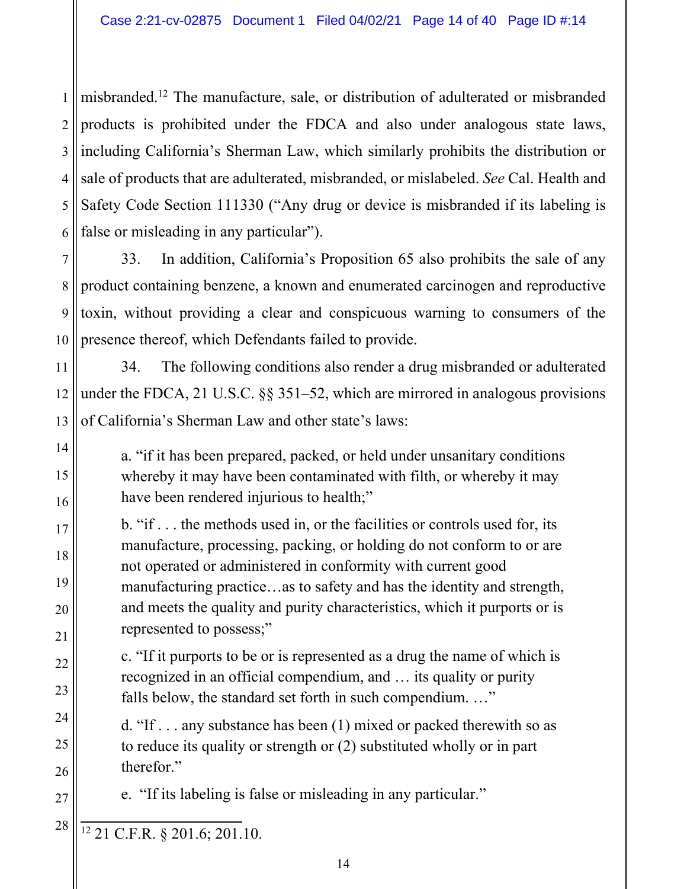misbranded.[12] The manufacture, sale, or distribution of adulterated or misbranded products is prohibited under the FDCA and also under analogous state laws, including California's Sherman Law, which similarly prohibits the distribution or sale of products that are adulterated, misbranded, or mislabeled. *See* Cal. Health and Safety Code Section 111330 ("Any drug or device is misbranded if its labeling is false or misleading in any particular").

33. In addition, California's Proposition 65 also prohibits the sale of any product containing benzene, a known and enumerated carcinogen and reproductive toxin, without providing a clear and conspicuous warning to consumers of the presence thereof, which Defendants failed to provide.

34. The following conditions also render a drug misbranded or adulterated under the FDCA, 21 U.S.C. §§ 351–52, which are mirrored in analogous provisions of California's Sherman Law and other state's laws:

> a. "if it has been prepared, packed, or held under unsanitary conditions whereby it may have been contaminated with filth, or whereby it may have been rendered injurious to health;"
>
> b. "if . . . the methods used in, or the facilities or controls used for, its manufacture, processing, packing, or holding do not conform to or are not operated or administered in conformity with current good manufacturing practice…as to safety and has the identity and strength, and meets the quality and purity characteristics, which it purports or is represented to possess;"
>
> c. "If it purports to be or is represented as a drug the name of which is recognized in an official compendium, and … its quality or purity falls below, the standard set forth in such compendium. …"
>
> d. "If . . . any substance has been (1) mixed or packed therewith so as to reduce its quality or strength or (2) substituted wholly or in part therefor."
>
> e. "If its labeling is false or misleading in any particular."

[12] 21 C.F.R. § 201.6; 201.10.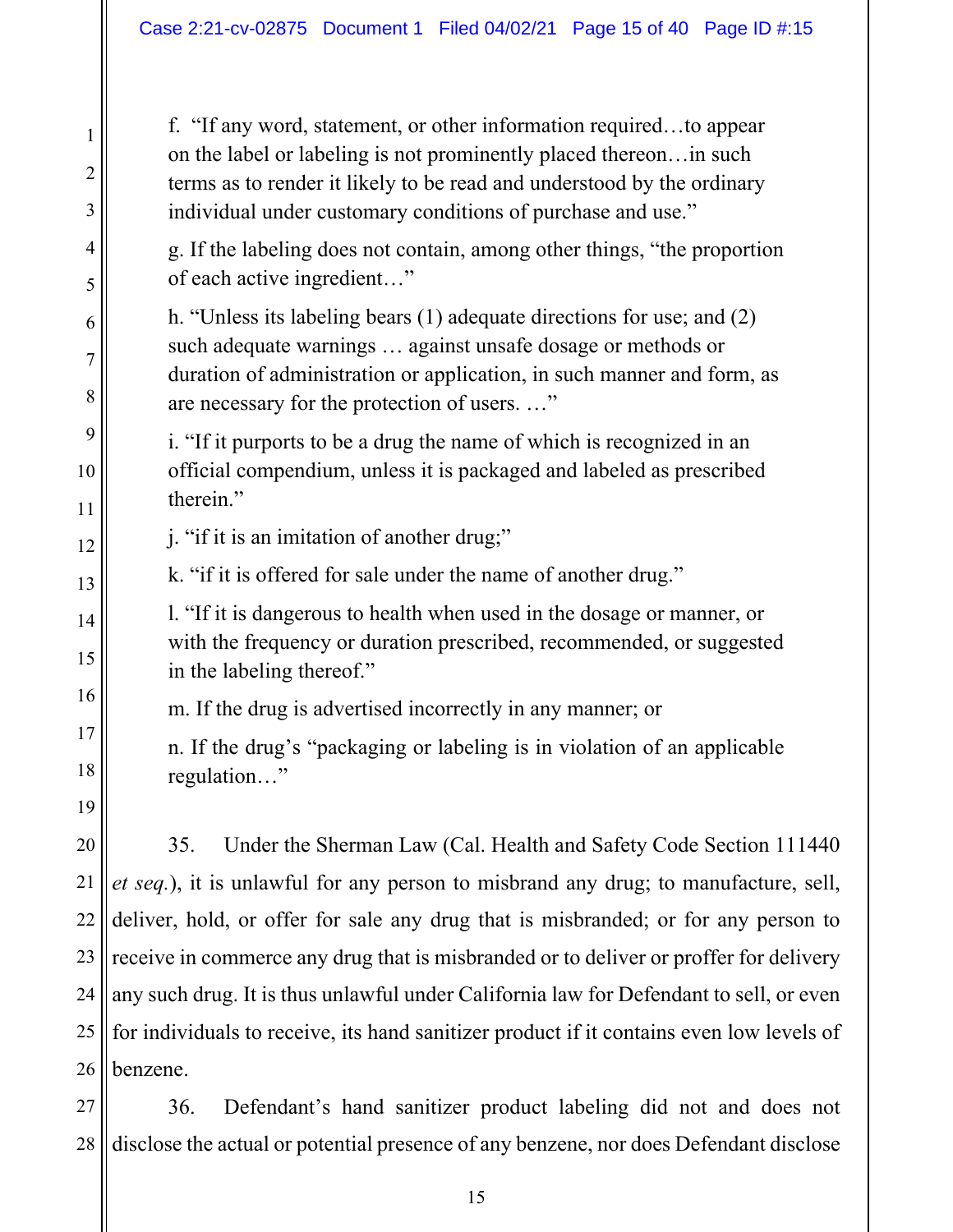f. "If any word, statement, or other information required…to appear on the label or labeling is not prominently placed thereon…in such terms as to render it likely to be read and understood by the ordinary individual under customary conditions of purchase and use."

g. If the labeling does not contain, among other things, "the proportion of each active ingredient…"

h. "Unless its labeling bears (1) adequate directions for use; and (2) such adequate warnings … against unsafe dosage or methods or duration of administration or application, in such manner and form, as are necessary for the protection of users. …"

i. "If it purports to be a drug the name of which is recognized in an official compendium, unless it is packaged and labeled as prescribed therein."

j. "if it is an imitation of another drug;"

k. "if it is offered for sale under the name of another drug."

l. "If it is dangerous to health when used in the dosage or manner, or with the frequency or duration prescribed, recommended, or suggested in the labeling thereof."

m. If the drug is advertised incorrectly in any manner; or

n. If the drug's "packaging or labeling is in violation of an applicable regulation…"

35. Under the Sherman Law (Cal. Health and Safety Code Section 111440 *et seq.*), it is unlawful for any person to misbrand any drug; to manufacture, sell, deliver, hold, or offer for sale any drug that is misbranded; or for any person to receive in commerce any drug that is misbranded or to deliver or proffer for delivery any such drug. It is thus unlawful under California law for Defendant to sell, or even for individuals to receive, its hand sanitizer product if it contains even low levels of benzene.

36. Defendant's hand sanitizer product labeling did not and does not disclose the actual or potential presence of any benzene, nor does Defendant disclose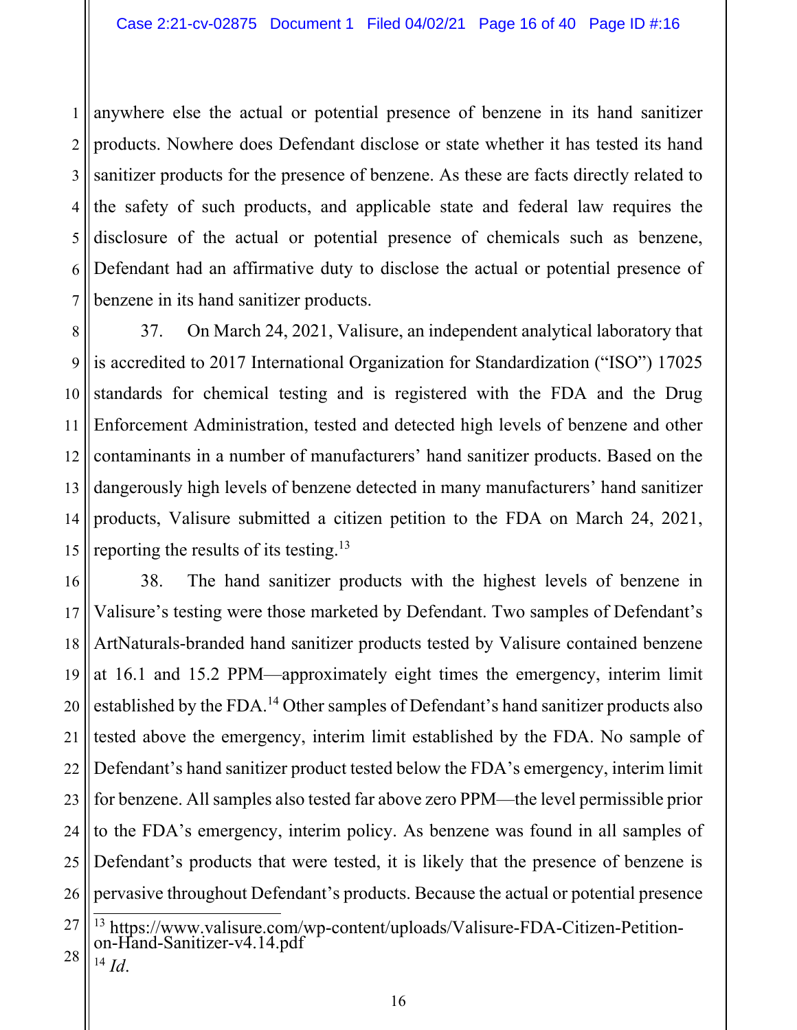anywhere else the actual or potential presence of benzene in its hand sanitizer products. Nowhere does Defendant disclose or state whether it has tested its hand sanitizer products for the presence of benzene. As these are facts directly related to the safety of such products, and applicable state and federal law requires the disclosure of the actual or potential presence of chemicals such as benzene, Defendant had an affirmative duty to disclose the actual or potential presence of benzene in its hand sanitizer products.

37. On March 24, 2021, Valisure, an independent analytical laboratory that is accredited to 2017 International Organization for Standardization ("ISO") 17025 standards for chemical testing and is registered with the FDA and the Drug Enforcement Administration, tested and detected high levels of benzene and other contaminants in a number of manufacturers' hand sanitizer products. Based on the dangerously high levels of benzene detected in many manufacturers' hand sanitizer products, Valisure submitted a citizen petition to the FDA on March 24, 2021, reporting the results of its testing.[13]

38. The hand sanitizer products with the highest levels of benzene in Valisure's testing were those marketed by Defendant. Two samples of Defendant's ArtNaturals-branded hand sanitizer products tested by Valisure contained benzene at 16.1 and 15.2 PPM—approximately eight times the emergency, interim limit established by the FDA.[14] Other samples of Defendant's hand sanitizer products also tested above the emergency, interim limit established by the FDA. No sample of Defendant's hand sanitizer product tested below the FDA's emergency, interim limit for benzene. All samples also tested far above zero PPM—the level permissible prior to the FDA's emergency, interim policy. As benzene was found in all samples of Defendant's products that were tested, it is likely that the presence of benzene is pervasive throughout Defendant's products. Because the actual or potential presence

---

[13] https://www.valisure.com/wp-content/uploads/Valisure-FDA-Citizen-Petition-on-Hand-Sanitizer-v4.14.pdf

[14] *Id.*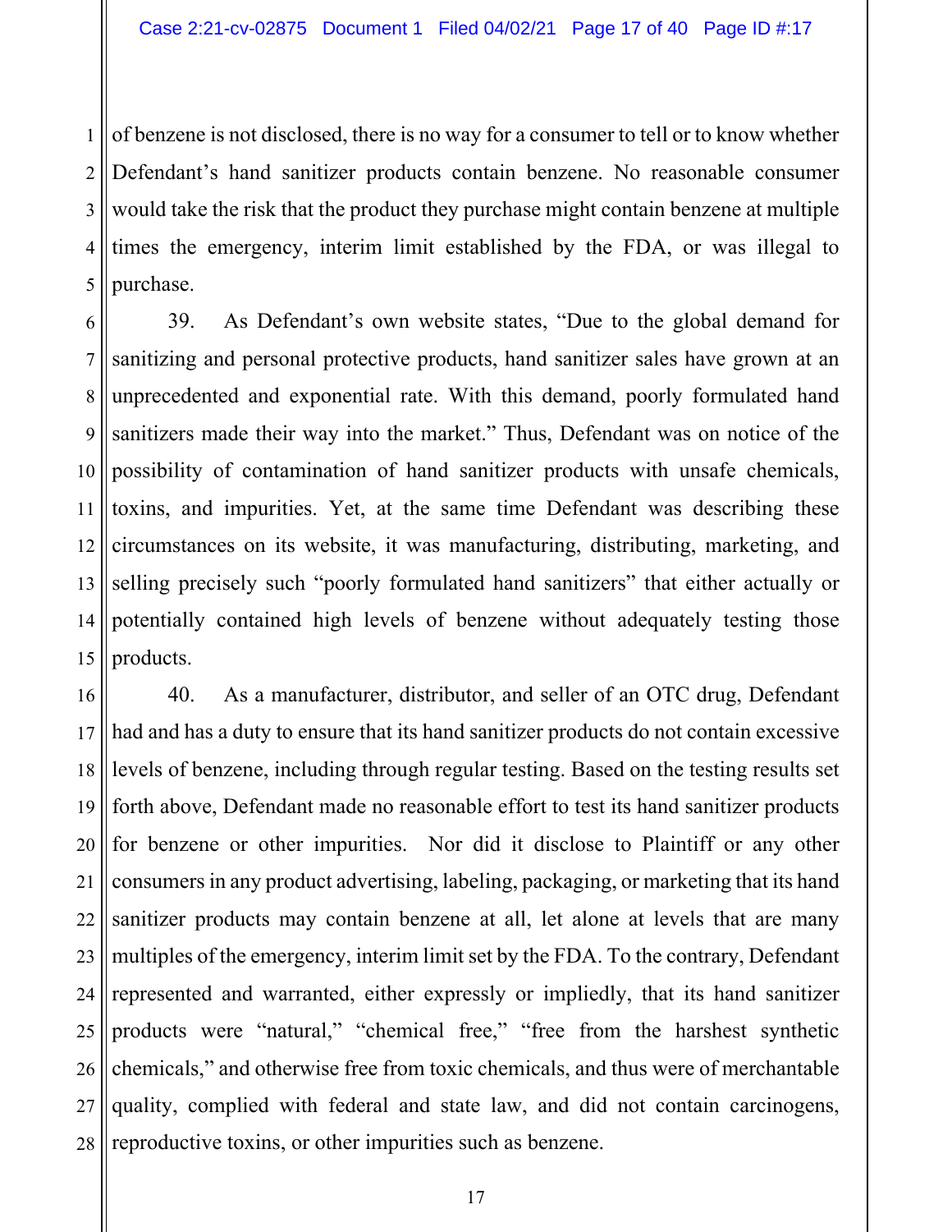of benzene is not disclosed, there is no way for a consumer to tell or to know whether Defendant's hand sanitizer products contain benzene. No reasonable consumer would take the risk that the product they purchase might contain benzene at multiple times the emergency, interim limit established by the FDA, or was illegal to purchase.

39. As Defendant's own website states, "Due to the global demand for sanitizing and personal protective products, hand sanitizer sales have grown at an unprecedented and exponential rate. With this demand, poorly formulated hand sanitizers made their way into the market." Thus, Defendant was on notice of the possibility of contamination of hand sanitizer products with unsafe chemicals, toxins, and impurities. Yet, at the same time Defendant was describing these circumstances on its website, it was manufacturing, distributing, marketing, and selling precisely such "poorly formulated hand sanitizers" that either actually or potentially contained high levels of benzene without adequately testing those products.

40. As a manufacturer, distributor, and seller of an OTC drug, Defendant had and has a duty to ensure that its hand sanitizer products do not contain excessive levels of benzene, including through regular testing. Based on the testing results set forth above, Defendant made no reasonable effort to test its hand sanitizer products for benzene or other impurities. Nor did it disclose to Plaintiff or any other consumers in any product advertising, labeling, packaging, or marketing that its hand sanitizer products may contain benzene at all, let alone at levels that are many multiples of the emergency, interim limit set by the FDA. To the contrary, Defendant represented and warranted, either expressly or impliedly, that its hand sanitizer products were "natural," "chemical free," "free from the harshest synthetic chemicals," and otherwise free from toxic chemicals, and thus were of merchantable quality, complied with federal and state law, and did not contain carcinogens, reproductive toxins, or other impurities such as benzene.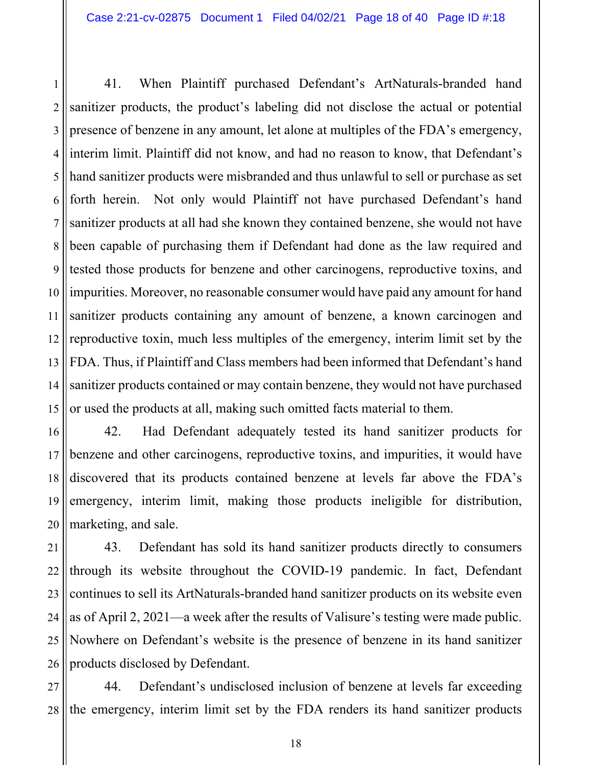41. When Plaintiff purchased Defendant's ArtNaturals-branded hand sanitizer products, the product's labeling did not disclose the actual or potential presence of benzene in any amount, let alone at multiples of the FDA's emergency, interim limit. Plaintiff did not know, and had no reason to know, that Defendant's hand sanitizer products were misbranded and thus unlawful to sell or purchase as set forth herein. Not only would Plaintiff not have purchased Defendant's hand sanitizer products at all had she known they contained benzene, she would not have been capable of purchasing them if Defendant had done as the law required and tested those products for benzene and other carcinogens, reproductive toxins, and impurities. Moreover, no reasonable consumer would have paid any amount for hand sanitizer products containing any amount of benzene, a known carcinogen and reproductive toxin, much less multiples of the emergency, interim limit set by the FDA. Thus, if Plaintiff and Class members had been informed that Defendant's hand sanitizer products contained or may contain benzene, they would not have purchased or used the products at all, making such omitted facts material to them.

42. Had Defendant adequately tested its hand sanitizer products for benzene and other carcinogens, reproductive toxins, and impurities, it would have discovered that its products contained benzene at levels far above the FDA's emergency, interim limit, making those products ineligible for distribution, marketing, and sale.

43. Defendant has sold its hand sanitizer products directly to consumers through its website throughout the COVID-19 pandemic. In fact, Defendant continues to sell its ArtNaturals-branded hand sanitizer products on its website even as of April 2, 2021—a week after the results of Valisure's testing were made public. Nowhere on Defendant's website is the presence of benzene in its hand sanitizer products disclosed by Defendant.

44. Defendant's undisclosed inclusion of benzene at levels far exceeding the emergency, interim limit set by the FDA renders its hand sanitizer products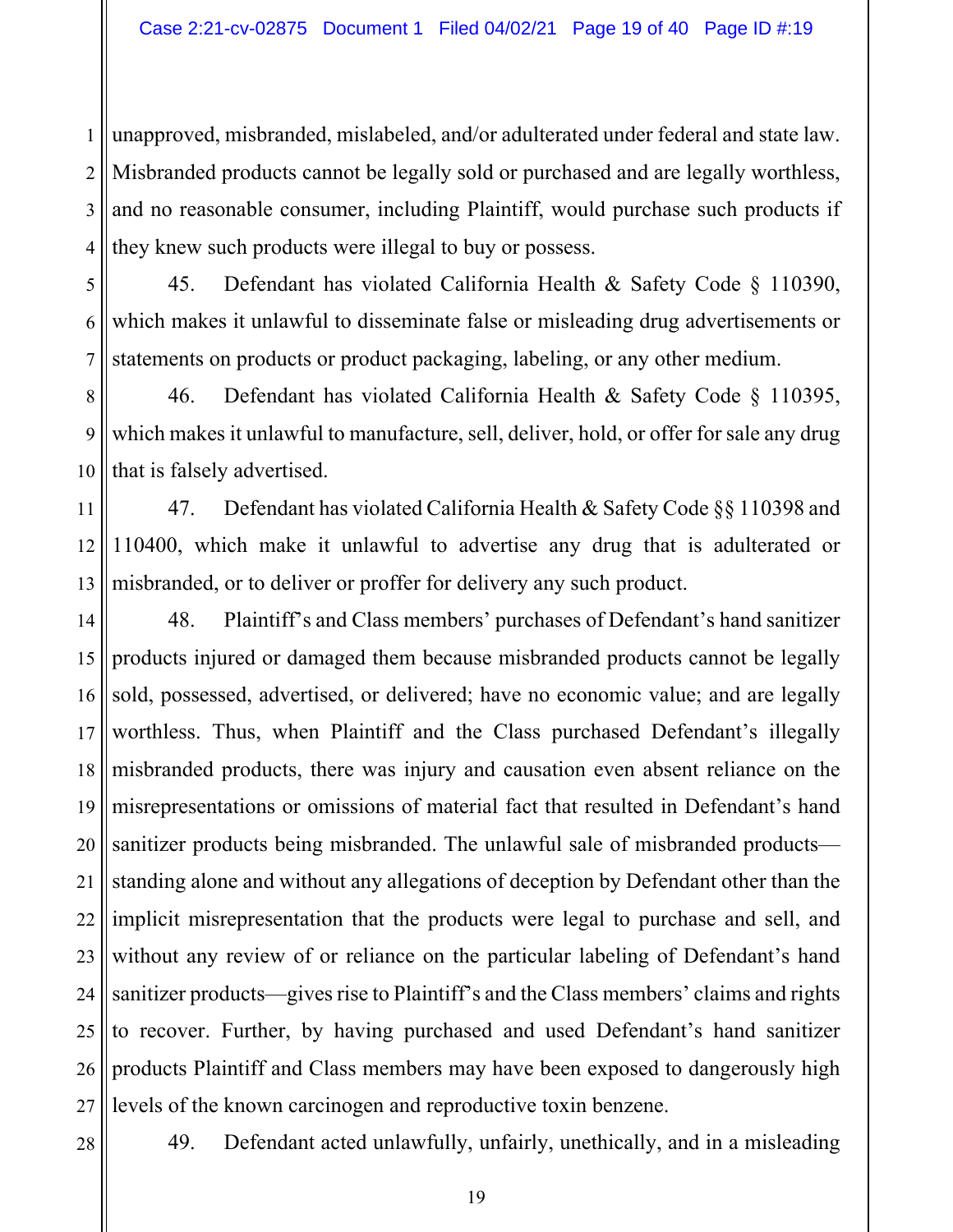unapproved, misbranded, mislabeled, and/or adulterated under federal and state law. Misbranded products cannot be legally sold or purchased and are legally worthless, and no reasonable consumer, including Plaintiff, would purchase such products if they knew such products were illegal to buy or possess.

45. Defendant has violated California Health & Safety Code § 110390, which makes it unlawful to disseminate false or misleading drug advertisements or statements on products or product packaging, labeling, or any other medium.

46. Defendant has violated California Health & Safety Code § 110395, which makes it unlawful to manufacture, sell, deliver, hold, or offer for sale any drug that is falsely advertised.

47. Defendant has violated California Health & Safety Code §§ 110398 and 110400, which make it unlawful to advertise any drug that is adulterated or misbranded, or to deliver or proffer for delivery any such product.

48. Plaintiff's and Class members' purchases of Defendant's hand sanitizer products injured or damaged them because misbranded products cannot be legally sold, possessed, advertised, or delivered; have no economic value; and are legally worthless. Thus, when Plaintiff and the Class purchased Defendant's illegally misbranded products, there was injury and causation even absent reliance on the misrepresentations or omissions of material fact that resulted in Defendant's hand sanitizer products being misbranded. The unlawful sale of misbranded products—standing alone and without any allegations of deception by Defendant other than the implicit misrepresentation that the products were legal to purchase and sell, and without any review of or reliance on the particular labeling of Defendant's hand sanitizer products—gives rise to Plaintiff's and the Class members' claims and rights to recover. Further, by having purchased and used Defendant's hand sanitizer products Plaintiff and Class members may have been exposed to dangerously high levels of the known carcinogen and reproductive toxin benzene.

49. Defendant acted unlawfully, unfairly, unethically, and in a misleading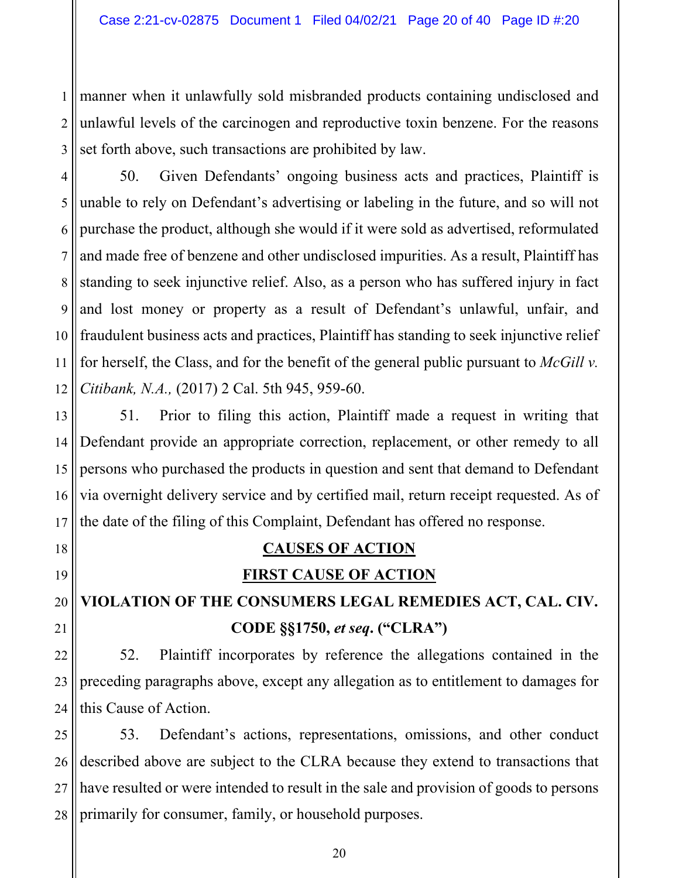manner when it unlawfully sold misbranded products containing undisclosed and unlawful levels of the carcinogen and reproductive toxin benzene. For the reasons set forth above, such transactions are prohibited by law.

50. Given Defendants' ongoing business acts and practices, Plaintiff is unable to rely on Defendant's advertising or labeling in the future, and so will not purchase the product, although she would if it were sold as advertised, reformulated and made free of benzene and other undisclosed impurities. As a result, Plaintiff has standing to seek injunctive relief. Also, as a person who has suffered injury in fact and lost money or property as a result of Defendant's unlawful, unfair, and fraudulent business acts and practices, Plaintiff has standing to seek injunctive relief for herself, the Class, and for the benefit of the general public pursuant to *McGill v. Citibank, N.A.,* (2017) 2 Cal. 5th 945, 959-60.

51. Prior to filing this action, Plaintiff made a request in writing that Defendant provide an appropriate correction, replacement, or other remedy to all persons who purchased the products in question and sent that demand to Defendant via overnight delivery service and by certified mail, return receipt requested. As of the date of the filing of this Complaint, Defendant has offered no response.

## CAUSES OF ACTION

## FIRST CAUSE OF ACTION

## VIOLATION OF THE CONSUMERS LEGAL REMEDIES ACT, CAL. CIV. CODE §§1750, *et seq*. ("CLRA")

52. Plaintiff incorporates by reference the allegations contained in the preceding paragraphs above, except any allegation as to entitlement to damages for this Cause of Action.

53. Defendant's actions, representations, omissions, and other conduct described above are subject to the CLRA because they extend to transactions that have resulted or were intended to result in the sale and provision of goods to persons primarily for consumer, family, or household purposes.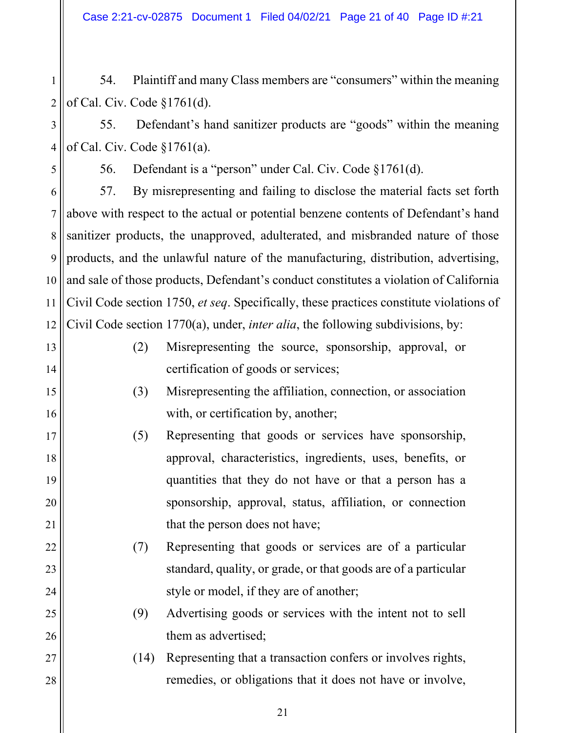54. Plaintiff and many Class members are "consumers" within the meaning of Cal. Civ. Code §1761(d).

55. Defendant's hand sanitizer products are "goods" within the meaning of Cal. Civ. Code §1761(a).

56. Defendant is a "person" under Cal. Civ. Code §1761(d).

57. By misrepresenting and failing to disclose the material facts set forth above with respect to the actual or potential benzene contents of Defendant's hand sanitizer products, the unapproved, adulterated, and misbranded nature of those products, and the unlawful nature of the manufacturing, distribution, advertising, and sale of those products, Defendant's conduct constitutes a violation of California Civil Code section 1750, *et seq*. Specifically, these practices constitute violations of Civil Code section 1770(a), under, *inter alia*, the following subdivisions, by:

(2) Misrepresenting the source, sponsorship, approval, or certification of goods or services;

(3) Misrepresenting the affiliation, connection, or association with, or certification by, another;

(5) Representing that goods or services have sponsorship, approval, characteristics, ingredients, uses, benefits, or quantities that they do not have or that a person has a sponsorship, approval, status, affiliation, or connection that the person does not have;

(7) Representing that goods or services are of a particular standard, quality, or grade, or that goods are of a particular style or model, if they are of another;

(9) Advertising goods or services with the intent not to sell them as advertised;

(14) Representing that a transaction confers or involves rights, remedies, or obligations that it does not have or involve,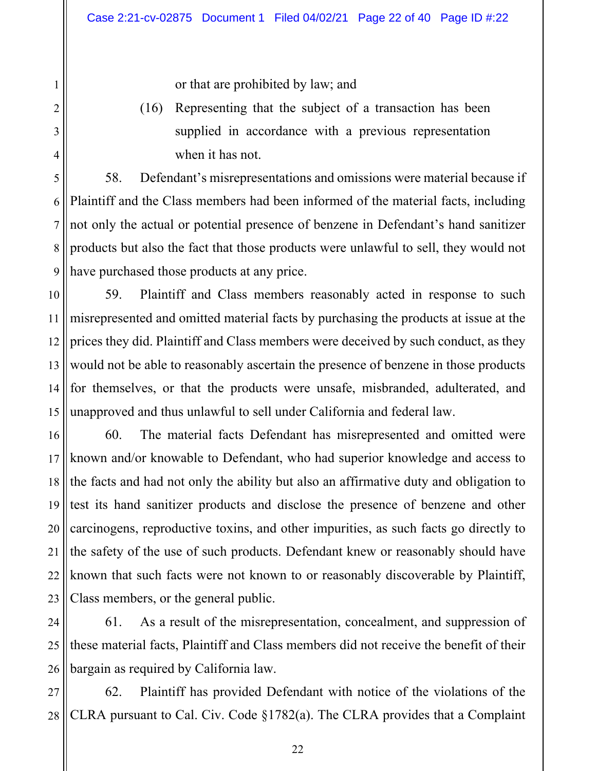or that are prohibited by law; and

(16) Representing that the subject of a transaction has been supplied in accordance with a previous representation when it has not.

58. Defendant's misrepresentations and omissions were material because if Plaintiff and the Class members had been informed of the material facts, including not only the actual or potential presence of benzene in Defendant's hand sanitizer products but also the fact that those products were unlawful to sell, they would not have purchased those products at any price.

59. Plaintiff and Class members reasonably acted in response to such misrepresented and omitted material facts by purchasing the products at issue at the prices they did. Plaintiff and Class members were deceived by such conduct, as they would not be able to reasonably ascertain the presence of benzene in those products for themselves, or that the products were unsafe, misbranded, adulterated, and unapproved and thus unlawful to sell under California and federal law.

60. The material facts Defendant has misrepresented and omitted were known and/or knowable to Defendant, who had superior knowledge and access to the facts and had not only the ability but also an affirmative duty and obligation to test its hand sanitizer products and disclose the presence of benzene and other carcinogens, reproductive toxins, and other impurities, as such facts go directly to the safety of the use of such products. Defendant knew or reasonably should have known that such facts were not known to or reasonably discoverable by Plaintiff, Class members, or the general public.

61. As a result of the misrepresentation, concealment, and suppression of these material facts, Plaintiff and Class members did not receive the benefit of their bargain as required by California law.

62. Plaintiff has provided Defendant with notice of the violations of the CLRA pursuant to Cal. Civ. Code §1782(a). The CLRA provides that a Complaint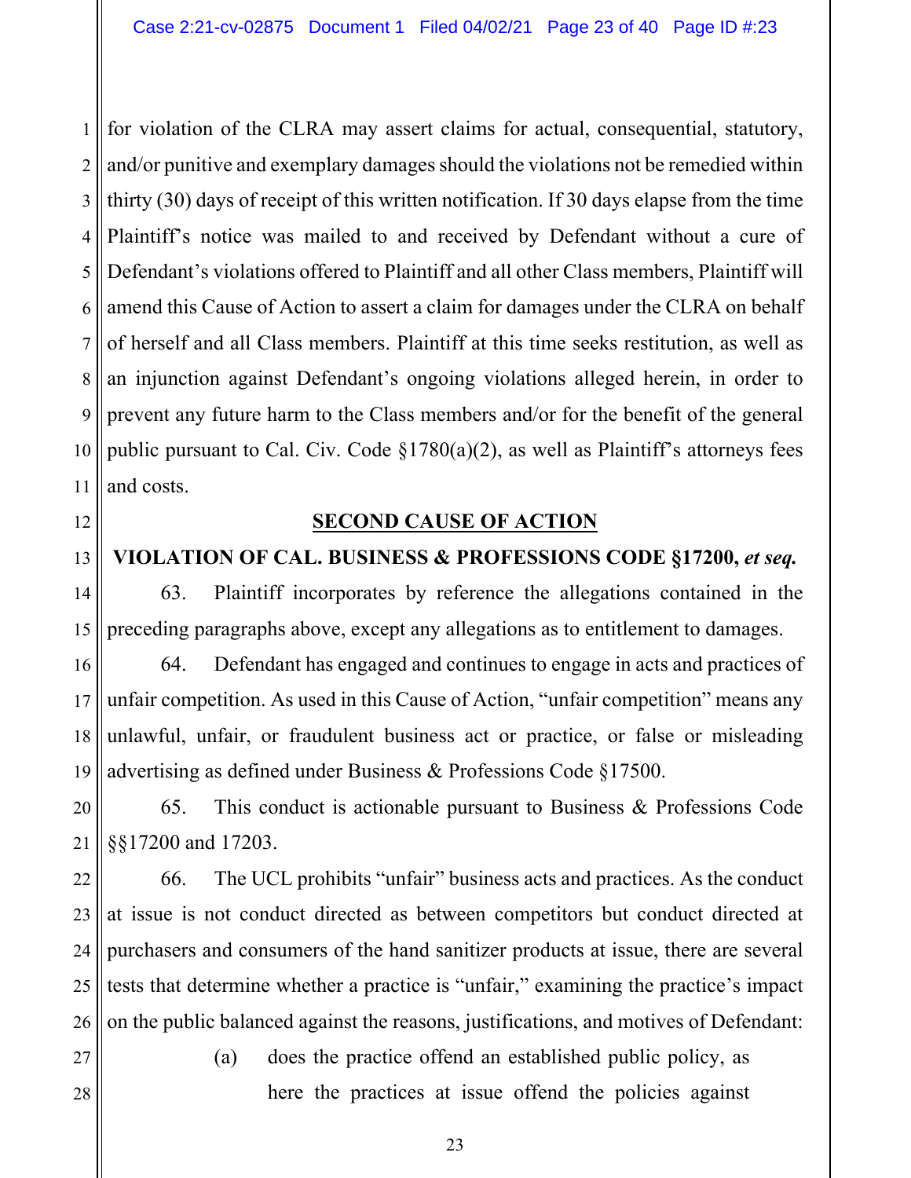for violation of the CLRA may assert claims for actual, consequential, statutory, and/or punitive and exemplary damages should the violations not be remedied within thirty (30) days of receipt of this written notification. If 30 days elapse from the time Plaintiff's notice was mailed to and received by Defendant without a cure of Defendant's violations offered to Plaintiff and all other Class members, Plaintiff will amend this Cause of Action to assert a claim for damages under the CLRA on behalf of herself and all Class members. Plaintiff at this time seeks restitution, as well as an injunction against Defendant's ongoing violations alleged herein, in order to prevent any future harm to the Class members and/or for the benefit of the general public pursuant to Cal. Civ. Code §1780(a)(2), as well as Plaintiff's attorneys fees and costs.

## SECOND CAUSE OF ACTION

## VIOLATION OF CAL. BUSINESS & PROFESSIONS CODE §17200, *et seq.*

63. Plaintiff incorporates by reference the allegations contained in the preceding paragraphs above, except any allegations as to entitlement to damages.

64. Defendant has engaged and continues to engage in acts and practices of unfair competition. As used in this Cause of Action, "unfair competition" means any unlawful, unfair, or fraudulent business act or practice, or false or misleading advertising as defined under Business & Professions Code §17500.

65. This conduct is actionable pursuant to Business & Professions Code §§17200 and 17203.

66. The UCL prohibits "unfair" business acts and practices. As the conduct at issue is not conduct directed as between competitors but conduct directed at purchasers and consumers of the hand sanitizer products at issue, there are several tests that determine whether a practice is "unfair," examining the practice's impact on the public balanced against the reasons, justifications, and motives of Defendant:

(a) does the practice offend an established public policy, as here the practices at issue offend the policies against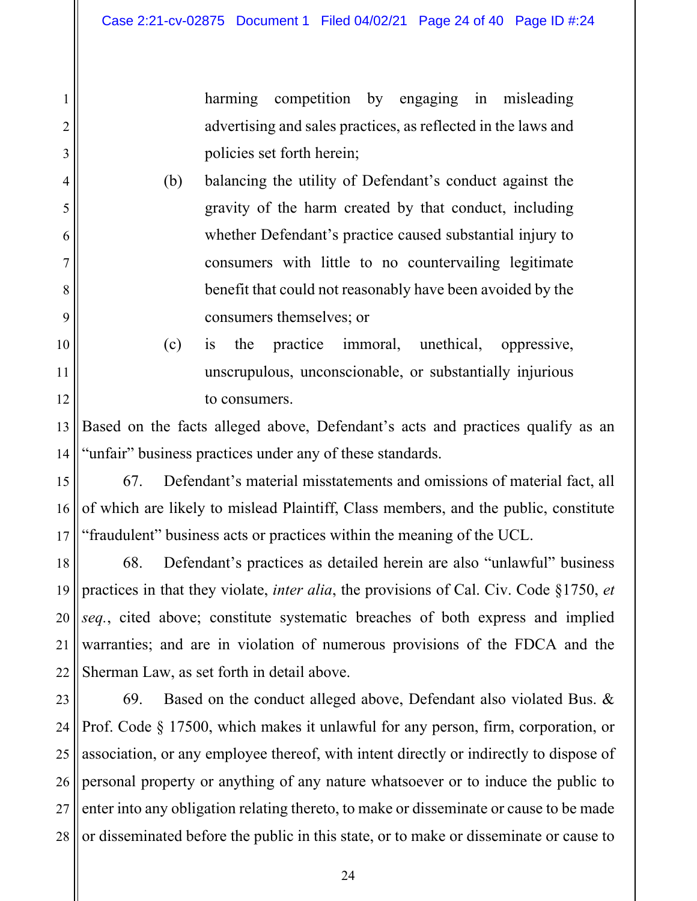harming competition by engaging in misleading advertising and sales practices, as reflected in the laws and policies set forth herein;

(b) balancing the utility of Defendant's conduct against the gravity of the harm created by that conduct, including whether Defendant's practice caused substantial injury to consumers with little to no countervailing legitimate benefit that could not reasonably have been avoided by the consumers themselves; or

(c) is the practice immoral, unethical, oppressive, unscrupulous, unconscionable, or substantially injurious to consumers.

Based on the facts alleged above, Defendant's acts and practices qualify as an "unfair" business practices under any of these standards.

67. Defendant's material misstatements and omissions of material fact, all of which are likely to mislead Plaintiff, Class members, and the public, constitute "fraudulent" business acts or practices within the meaning of the UCL.

68. Defendant's practices as detailed herein are also "unlawful" business practices in that they violate, *inter alia*, the provisions of Cal. Civ. Code §1750, *et seq.*, cited above; constitute systematic breaches of both express and implied warranties; and are in violation of numerous provisions of the FDCA and the Sherman Law, as set forth in detail above.

69. Based on the conduct alleged above, Defendant also violated Bus. & Prof. Code § 17500, which makes it unlawful for any person, firm, corporation, or association, or any employee thereof, with intent directly or indirectly to dispose of personal property or anything of any nature whatsoever or to induce the public to enter into any obligation relating thereto, to make or disseminate or cause to be made or disseminated before the public in this state, or to make or disseminate or cause to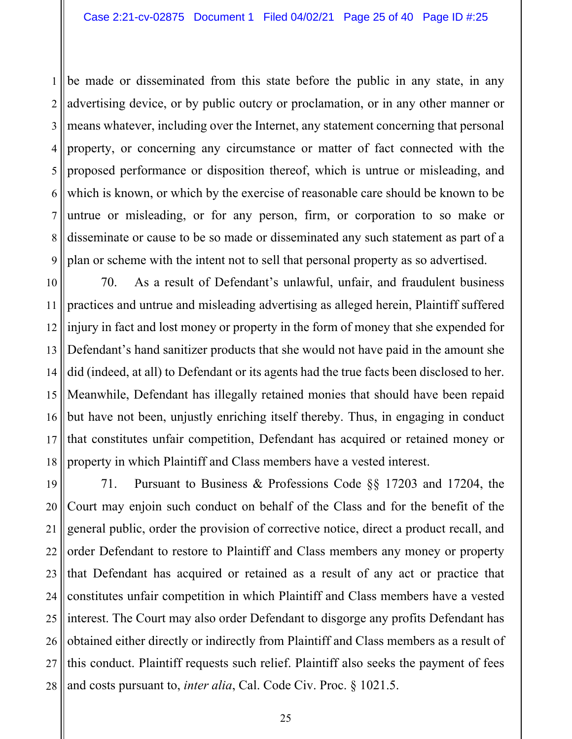be made or disseminated from this state before the public in any state, in any advertising device, or by public outcry or proclamation, or in any other manner or means whatever, including over the Internet, any statement concerning that personal property, or concerning any circumstance or matter of fact connected with the proposed performance or disposition thereof, which is untrue or misleading, and which is known, or which by the exercise of reasonable care should be known to be untrue or misleading, or for any person, firm, or corporation to so make or disseminate or cause to be so made or disseminated any such statement as part of a plan or scheme with the intent not to sell that personal property as so advertised.

70. As a result of Defendant's unlawful, unfair, and fraudulent business practices and untrue and misleading advertising as alleged herein, Plaintiff suffered injury in fact and lost money or property in the form of money that she expended for Defendant's hand sanitizer products that she would not have paid in the amount she did (indeed, at all) to Defendant or its agents had the true facts been disclosed to her. Meanwhile, Defendant has illegally retained monies that should have been repaid but have not been, unjustly enriching itself thereby. Thus, in engaging in conduct that constitutes unfair competition, Defendant has acquired or retained money or property in which Plaintiff and Class members have a vested interest.

71. Pursuant to Business & Professions Code §§ 17203 and 17204, the Court may enjoin such conduct on behalf of the Class and for the benefit of the general public, order the provision of corrective notice, direct a product recall, and order Defendant to restore to Plaintiff and Class members any money or property that Defendant has acquired or retained as a result of any act or practice that constitutes unfair competition in which Plaintiff and Class members have a vested interest. The Court may also order Defendant to disgorge any profits Defendant has obtained either directly or indirectly from Plaintiff and Class members as a result of this conduct. Plaintiff requests such relief. Plaintiff also seeks the payment of fees and costs pursuant to, *inter alia*, Cal. Code Civ. Proc. § 1021.5.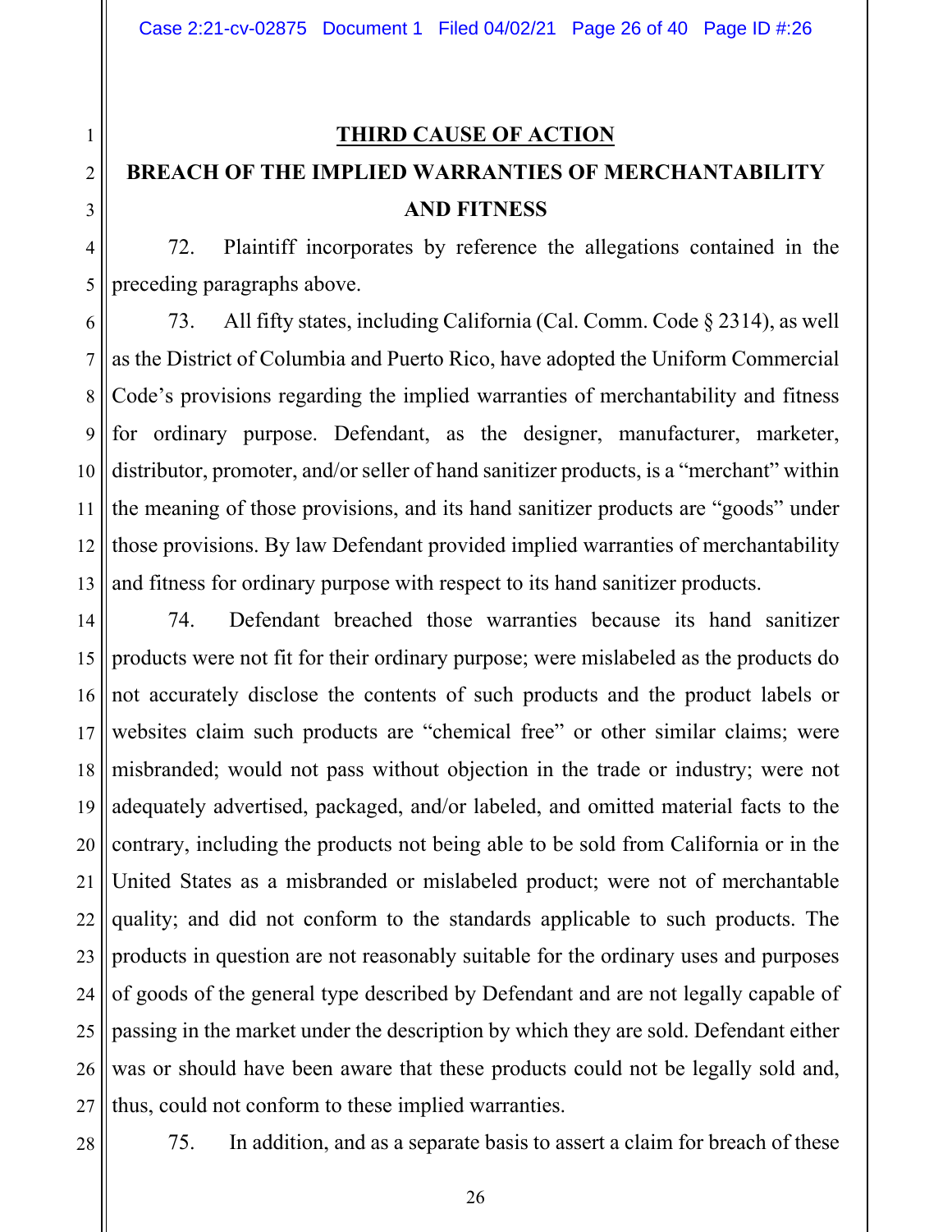## THIRD CAUSE OF ACTION

## BREACH OF THE IMPLIED WARRANTIES OF MERCHANTABILITY AND FITNESS

72. Plaintiff incorporates by reference the allegations contained in the preceding paragraphs above.

73. All fifty states, including California (Cal. Comm. Code § 2314), as well as the District of Columbia and Puerto Rico, have adopted the Uniform Commercial Code's provisions regarding the implied warranties of merchantability and fitness for ordinary purpose. Defendant, as the designer, manufacturer, marketer, distributor, promoter, and/or seller of hand sanitizer products, is a "merchant" within the meaning of those provisions, and its hand sanitizer products are "goods" under those provisions. By law Defendant provided implied warranties of merchantability and fitness for ordinary purpose with respect to its hand sanitizer products.

74. Defendant breached those warranties because its hand sanitizer products were not fit for their ordinary purpose; were mislabeled as the products do not accurately disclose the contents of such products and the product labels or websites claim such products are "chemical free" or other similar claims; were misbranded; would not pass without objection in the trade or industry; were not adequately advertised, packaged, and/or labeled, and omitted material facts to the contrary, including the products not being able to be sold from California or in the United States as a misbranded or mislabeled product; were not of merchantable quality; and did not conform to the standards applicable to such products. The products in question are not reasonably suitable for the ordinary uses and purposes of goods of the general type described by Defendant and are not legally capable of passing in the market under the description by which they are sold. Defendant either was or should have been aware that these products could not be legally sold and, thus, could not conform to these implied warranties.

75. In addition, and as a separate basis to assert a claim for breach of these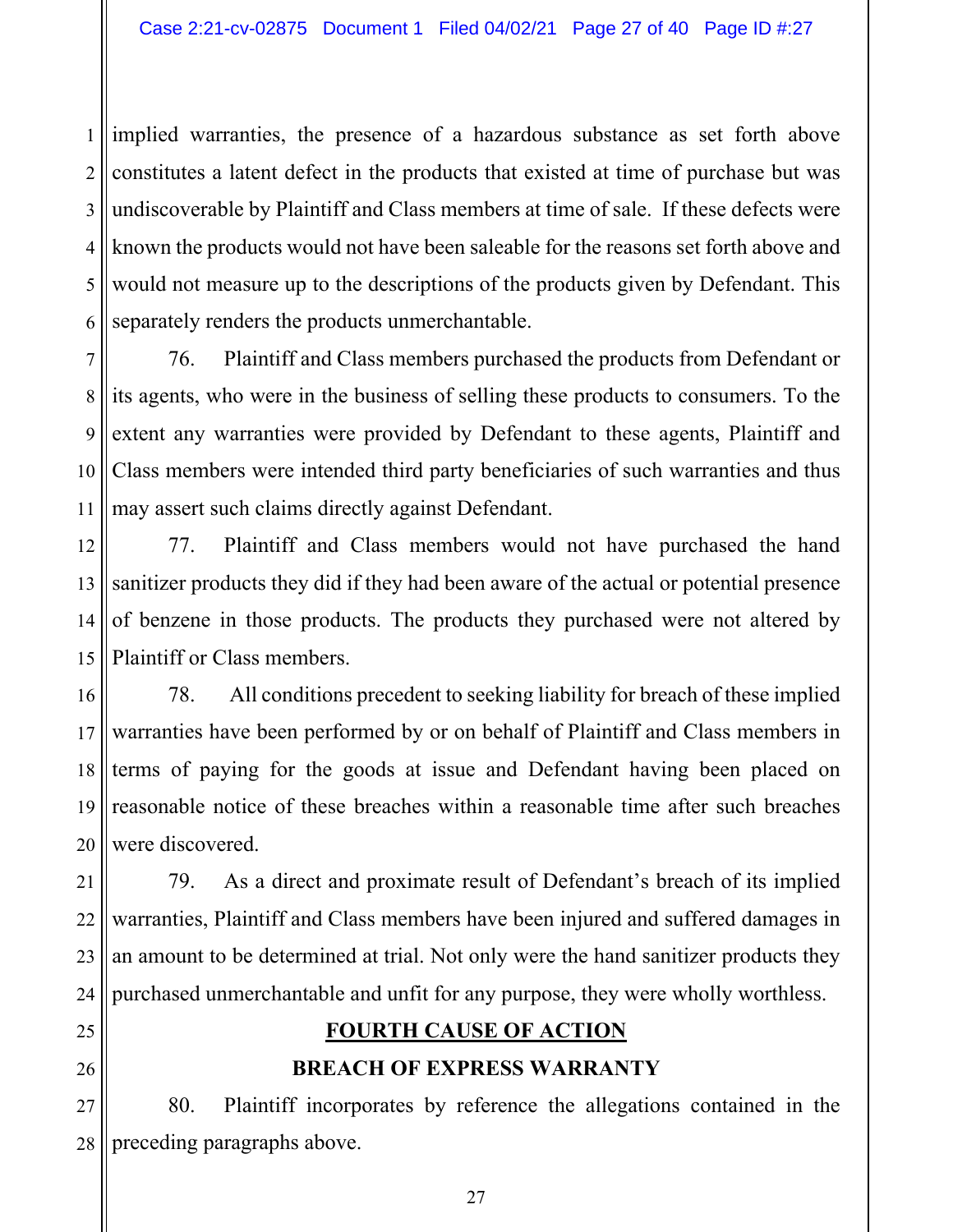implied warranties, the presence of a hazardous substance as set forth above constitutes a latent defect in the products that existed at time of purchase but was undiscoverable by Plaintiff and Class members at time of sale. If these defects were known the products would not have been saleable for the reasons set forth above and would not measure up to the descriptions of the products given by Defendant. This separately renders the products unmerchantable.

76. Plaintiff and Class members purchased the products from Defendant or its agents, who were in the business of selling these products to consumers. To the extent any warranties were provided by Defendant to these agents, Plaintiff and Class members were intended third party beneficiaries of such warranties and thus may assert such claims directly against Defendant.

77. Plaintiff and Class members would not have purchased the hand sanitizer products they did if they had been aware of the actual or potential presence of benzene in those products. The products they purchased were not altered by Plaintiff or Class members.

78. All conditions precedent to seeking liability for breach of these implied warranties have been performed by or on behalf of Plaintiff and Class members in terms of paying for the goods at issue and Defendant having been placed on reasonable notice of these breaches within a reasonable time after such breaches were discovered.

79. As a direct and proximate result of Defendant's breach of its implied warranties, Plaintiff and Class members have been injured and suffered damages in an amount to be determined at trial. Not only were the hand sanitizer products they purchased unmerchantable and unfit for any purpose, they were wholly worthless.

## FOURTH CAUSE OF ACTION

## BREACH OF EXPRESS WARRANTY

80. Plaintiff incorporates by reference the allegations contained in the preceding paragraphs above.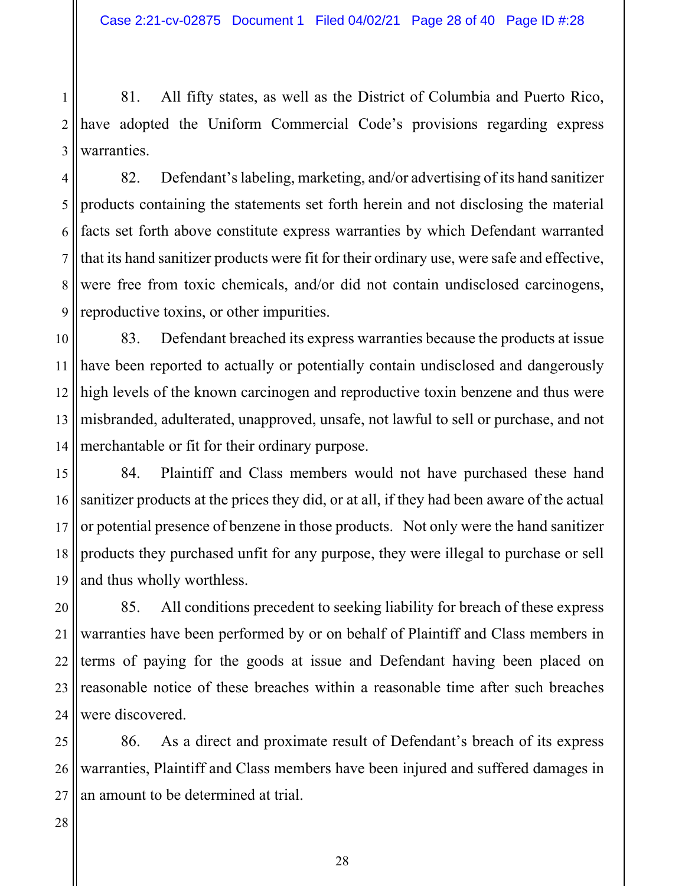81. All fifty states, as well as the District of Columbia and Puerto Rico, have adopted the Uniform Commercial Code's provisions regarding express warranties.

82. Defendant's labeling, marketing, and/or advertising of its hand sanitizer products containing the statements set forth herein and not disclosing the material facts set forth above constitute express warranties by which Defendant warranted that its hand sanitizer products were fit for their ordinary use, were safe and effective, were free from toxic chemicals, and/or did not contain undisclosed carcinogens, reproductive toxins, or other impurities.

83. Defendant breached its express warranties because the products at issue have been reported to actually or potentially contain undisclosed and dangerously high levels of the known carcinogen and reproductive toxin benzene and thus were misbranded, adulterated, unapproved, unsafe, not lawful to sell or purchase, and not merchantable or fit for their ordinary purpose.

84. Plaintiff and Class members would not have purchased these hand sanitizer products at the prices they did, or at all, if they had been aware of the actual or potential presence of benzene in those products. Not only were the hand sanitizer products they purchased unfit for any purpose, they were illegal to purchase or sell and thus wholly worthless.

85. All conditions precedent to seeking liability for breach of these express warranties have been performed by or on behalf of Plaintiff and Class members in terms of paying for the goods at issue and Defendant having been placed on reasonable notice of these breaches within a reasonable time after such breaches were discovered.

86. As a direct and proximate result of Defendant's breach of its express warranties, Plaintiff and Class members have been injured and suffered damages in an amount to be determined at trial.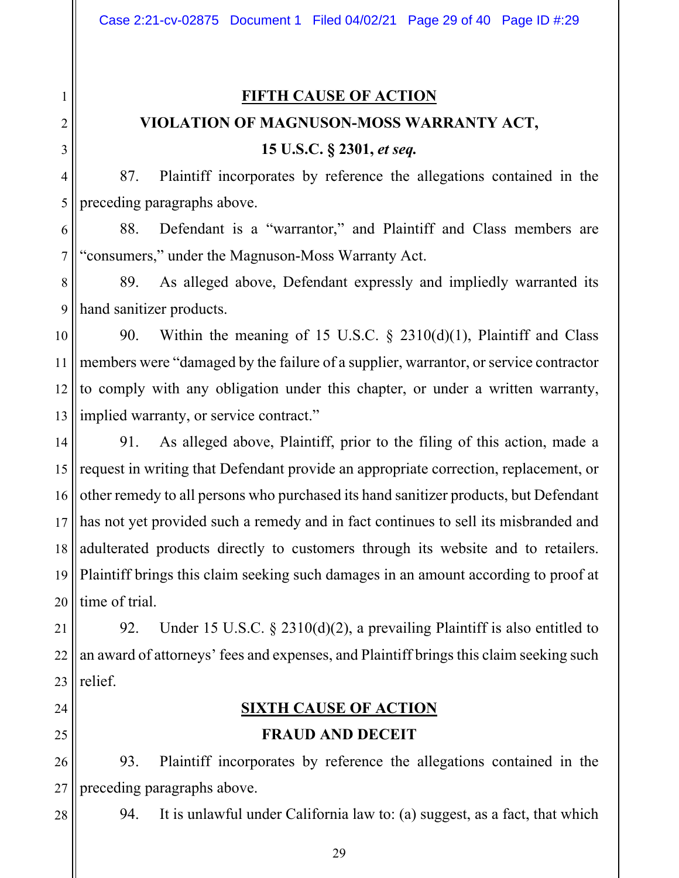## FIFTH CAUSE OF ACTION

### VIOLATION OF MAGNUSON-MOSS WARRANTY ACT,

### 15 U.S.C. § 2301, *et seq.*

87. Plaintiff incorporates by reference the allegations contained in the preceding paragraphs above.

88. Defendant is a "warrantor," and Plaintiff and Class members are "consumers," under the Magnuson-Moss Warranty Act.

89. As alleged above, Defendant expressly and impliedly warranted its hand sanitizer products.

90. Within the meaning of 15 U.S.C. § 2310(d)(1), Plaintiff and Class members were "damaged by the failure of a supplier, warrantor, or service contractor to comply with any obligation under this chapter, or under a written warranty, implied warranty, or service contract."

91. As alleged above, Plaintiff, prior to the filing of this action, made a request in writing that Defendant provide an appropriate correction, replacement, or other remedy to all persons who purchased its hand sanitizer products, but Defendant has not yet provided such a remedy and in fact continues to sell its misbranded and adulterated products directly to customers through its website and to retailers. Plaintiff brings this claim seeking such damages in an amount according to proof at time of trial.

92. Under 15 U.S.C. § 2310(d)(2), a prevailing Plaintiff is also entitled to an award of attorneys' fees and expenses, and Plaintiff brings this claim seeking such relief.

## SIXTH CAUSE OF ACTION

### FRAUD AND DECEIT

93. Plaintiff incorporates by reference the allegations contained in the preceding paragraphs above.

94. It is unlawful under California law to: (a) suggest, as a fact, that which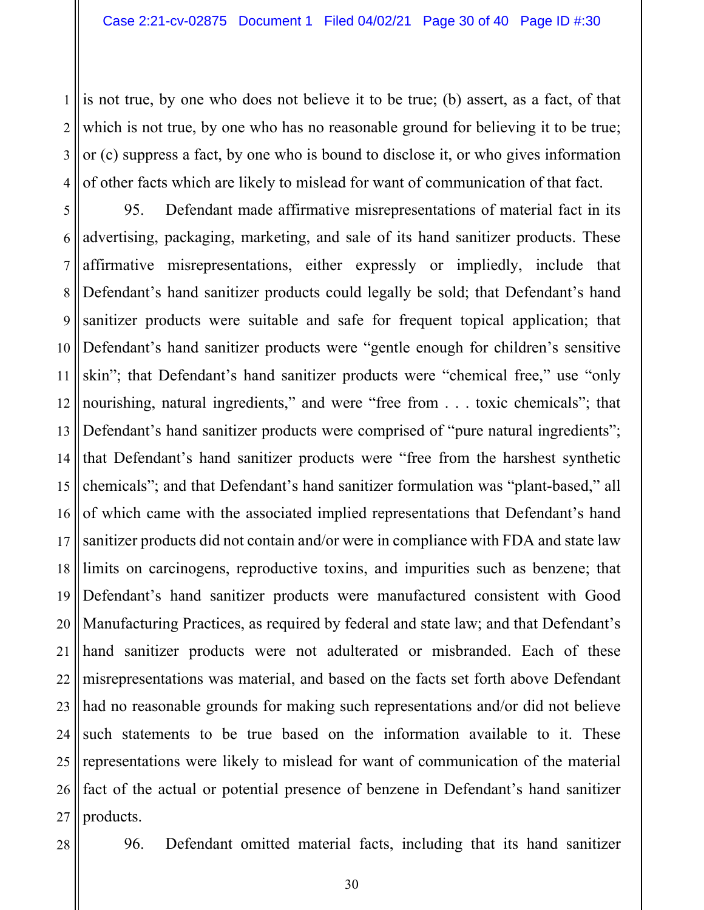is not true, by one who does not believe it to be true; (b) assert, as a fact, of that which is not true, by one who has no reasonable ground for believing it to be true; or (c) suppress a fact, by one who is bound to disclose it, or who gives information of other facts which are likely to mislead for want of communication of that fact.

95. Defendant made affirmative misrepresentations of material fact in its advertising, packaging, marketing, and sale of its hand sanitizer products. These affirmative misrepresentations, either expressly or impliedly, include that Defendant's hand sanitizer products could legally be sold; that Defendant's hand sanitizer products were suitable and safe for frequent topical application; that Defendant's hand sanitizer products were "gentle enough for children's sensitive skin"; that Defendant's hand sanitizer products were "chemical free," use "only nourishing, natural ingredients," and were "free from . . . toxic chemicals"; that Defendant's hand sanitizer products were comprised of "pure natural ingredients"; that Defendant's hand sanitizer products were "free from the harshest synthetic chemicals"; and that Defendant's hand sanitizer formulation was "plant-based," all of which came with the associated implied representations that Defendant's hand sanitizer products did not contain and/or were in compliance with FDA and state law limits on carcinogens, reproductive toxins, and impurities such as benzene; that Defendant's hand sanitizer products were manufactured consistent with Good Manufacturing Practices, as required by federal and state law; and that Defendant's hand sanitizer products were not adulterated or misbranded. Each of these misrepresentations was material, and based on the facts set forth above Defendant had no reasonable grounds for making such representations and/or did not believe such statements to be true based on the information available to it. These representations were likely to mislead for want of communication of the material fact of the actual or potential presence of benzene in Defendant's hand sanitizer products.

96. Defendant omitted material facts, including that its hand sanitizer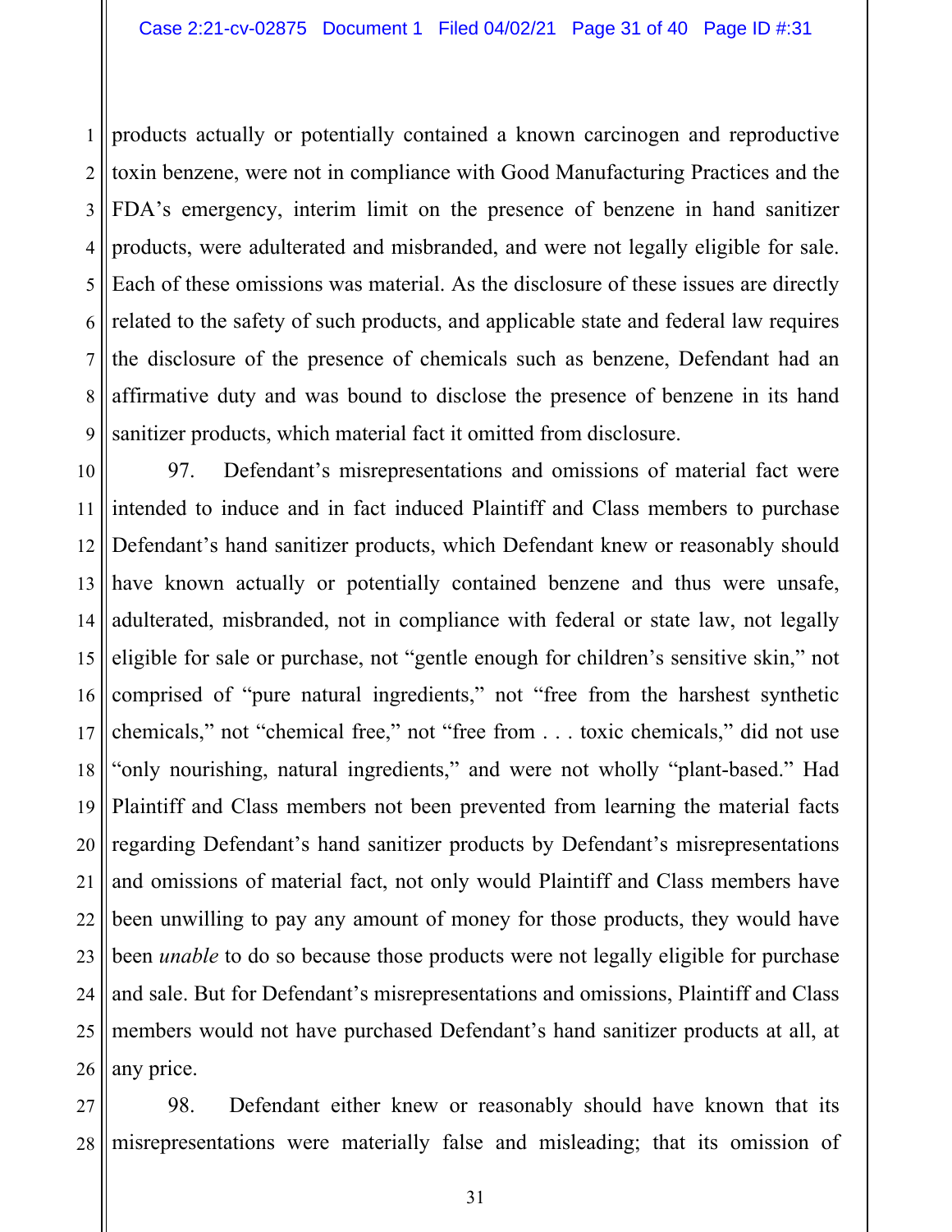products actually or potentially contained a known carcinogen and reproductive toxin benzene, were not in compliance with Good Manufacturing Practices and the FDA's emergency, interim limit on the presence of benzene in hand sanitizer products, were adulterated and misbranded, and were not legally eligible for sale. Each of these omissions was material. As the disclosure of these issues are directly related to the safety of such products, and applicable state and federal law requires the disclosure of the presence of chemicals such as benzene, Defendant had an affirmative duty and was bound to disclose the presence of benzene in its hand sanitizer products, which material fact it omitted from disclosure.

97. Defendant's misrepresentations and omissions of material fact were intended to induce and in fact induced Plaintiff and Class members to purchase Defendant's hand sanitizer products, which Defendant knew or reasonably should have known actually or potentially contained benzene and thus were unsafe, adulterated, misbranded, not in compliance with federal or state law, not legally eligible for sale or purchase, not "gentle enough for children's sensitive skin," not comprised of "pure natural ingredients," not "free from the harshest synthetic chemicals," not "chemical free," not "free from . . . toxic chemicals," did not use "only nourishing, natural ingredients," and were not wholly "plant-based." Had Plaintiff and Class members not been prevented from learning the material facts regarding Defendant's hand sanitizer products by Defendant's misrepresentations and omissions of material fact, not only would Plaintiff and Class members have been unwilling to pay any amount of money for those products, they would have been *unable* to do so because those products were not legally eligible for purchase and sale. But for Defendant's misrepresentations and omissions, Plaintiff and Class members would not have purchased Defendant's hand sanitizer products at all, at any price.

98. Defendant either knew or reasonably should have known that its misrepresentations were materially false and misleading; that its omission of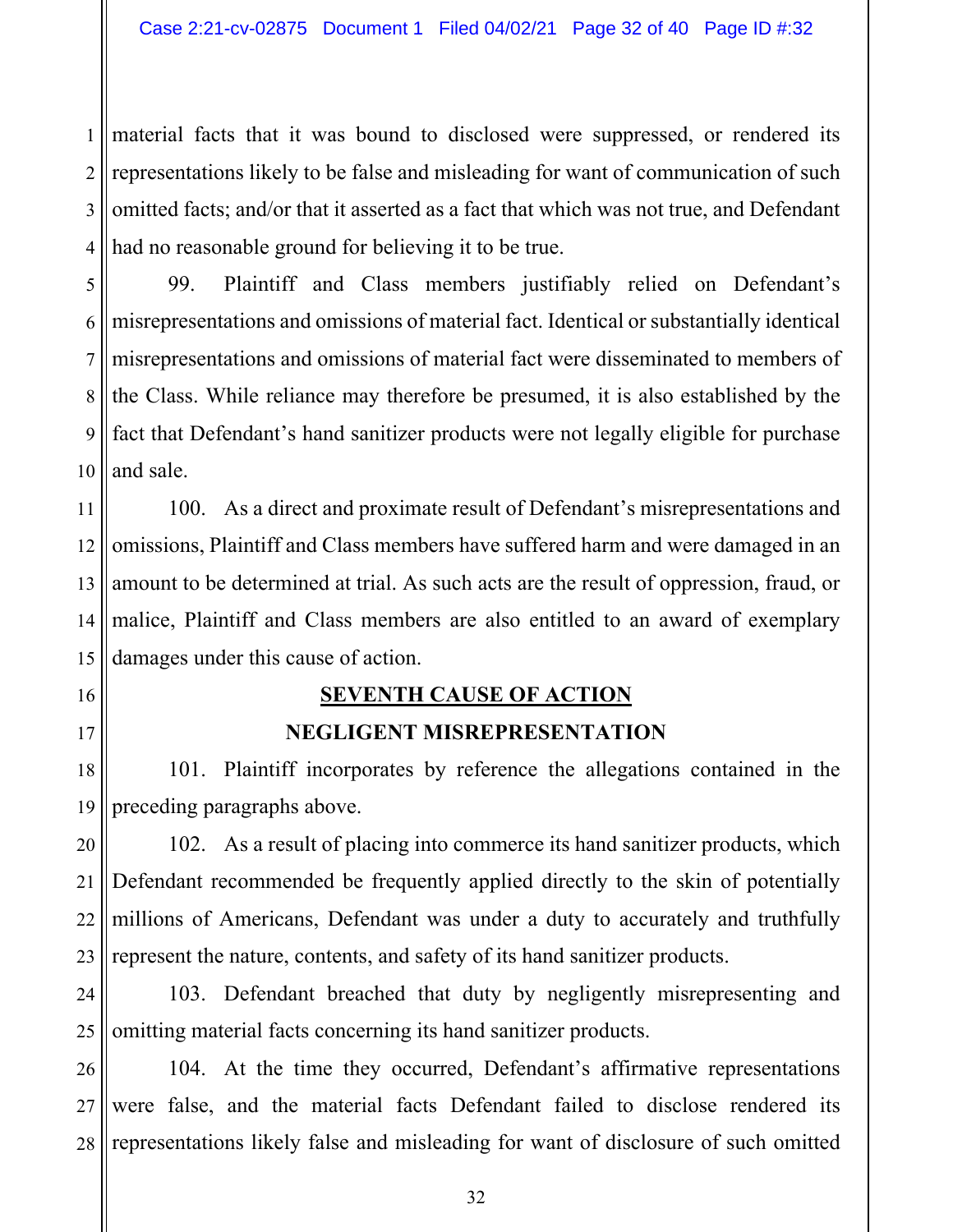material facts that it was bound to disclosed were suppressed, or rendered its representations likely to be false and misleading for want of communication of such omitted facts; and/or that it asserted as a fact that which was not true, and Defendant had no reasonable ground for believing it to be true.

99. Plaintiff and Class members justifiably relied on Defendant's misrepresentations and omissions of material fact. Identical or substantially identical misrepresentations and omissions of material fact were disseminated to members of the Class. While reliance may therefore be presumed, it is also established by the fact that Defendant's hand sanitizer products were not legally eligible for purchase and sale.

100. As a direct and proximate result of Defendant's misrepresentations and omissions, Plaintiff and Class members have suffered harm and were damaged in an amount to be determined at trial. As such acts are the result of oppression, fraud, or malice, Plaintiff and Class members are also entitled to an award of exemplary damages under this cause of action.

## SEVENTH CAUSE OF ACTION

## NEGLIGENT MISREPRESENTATION

101. Plaintiff incorporates by reference the allegations contained in the preceding paragraphs above.

102. As a result of placing into commerce its hand sanitizer products, which Defendant recommended be frequently applied directly to the skin of potentially millions of Americans, Defendant was under a duty to accurately and truthfully represent the nature, contents, and safety of its hand sanitizer products.

103. Defendant breached that duty by negligently misrepresenting and omitting material facts concerning its hand sanitizer products.

104. At the time they occurred, Defendant's affirmative representations were false, and the material facts Defendant failed to disclose rendered its representations likely false and misleading for want of disclosure of such omitted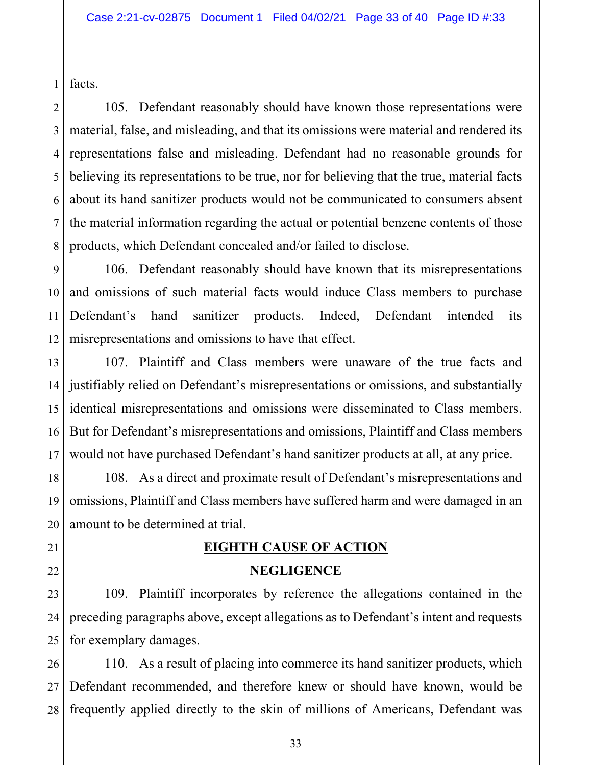facts.

105. Defendant reasonably should have known those representations were material, false, and misleading, and that its omissions were material and rendered its representations false and misleading. Defendant had no reasonable grounds for believing its representations to be true, nor for believing that the true, material facts about its hand sanitizer products would not be communicated to consumers absent the material information regarding the actual or potential benzene contents of those products, which Defendant concealed and/or failed to disclose.

106. Defendant reasonably should have known that its misrepresentations and omissions of such material facts would induce Class members to purchase Defendant's hand sanitizer products. Indeed, Defendant intended its misrepresentations and omissions to have that effect.

107. Plaintiff and Class members were unaware of the true facts and justifiably relied on Defendant's misrepresentations or omissions, and substantially identical misrepresentations and omissions were disseminated to Class members. But for Defendant's misrepresentations and omissions, Plaintiff and Class members would not have purchased Defendant's hand sanitizer products at all, at any price.

108. As a direct and proximate result of Defendant's misrepresentations and omissions, Plaintiff and Class members have suffered harm and were damaged in an amount to be determined at trial.

## EIGHTH CAUSE OF ACTION

## NEGLIGENCE

109. Plaintiff incorporates by reference the allegations contained in the preceding paragraphs above, except allegations as to Defendant's intent and requests for exemplary damages.

110. As a result of placing into commerce its hand sanitizer products, which Defendant recommended, and therefore knew or should have known, would be frequently applied directly to the skin of millions of Americans, Defendant was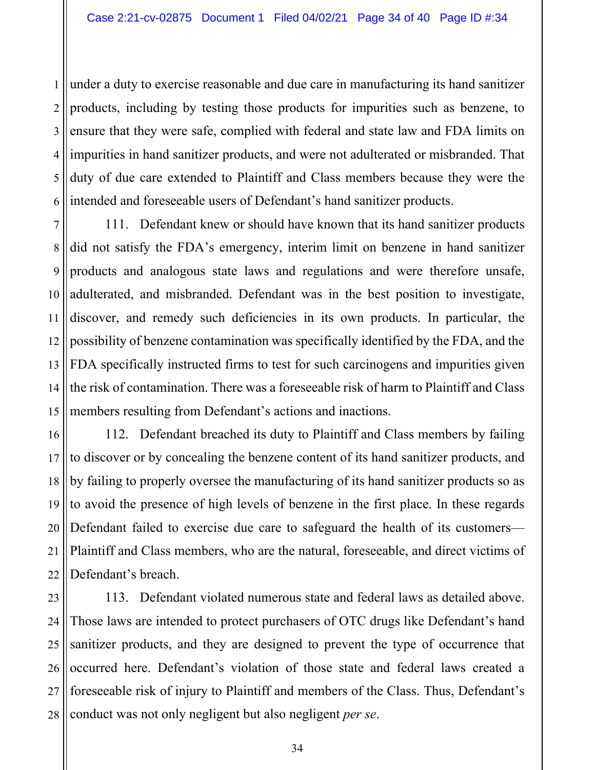under a duty to exercise reasonable and due care in manufacturing its hand sanitizer products, including by testing those products for impurities such as benzene, to ensure that they were safe, complied with federal and state law and FDA limits on impurities in hand sanitizer products, and were not adulterated or misbranded. That duty of due care extended to Plaintiff and Class members because they were the intended and foreseeable users of Defendant's hand sanitizer products.

111. Defendant knew or should have known that its hand sanitizer products did not satisfy the FDA's emergency, interim limit on benzene in hand sanitizer products and analogous state laws and regulations and were therefore unsafe, adulterated, and misbranded. Defendant was in the best position to investigate, discover, and remedy such deficiencies in its own products. In particular, the possibility of benzene contamination was specifically identified by the FDA, and the FDA specifically instructed firms to test for such carcinogens and impurities given the risk of contamination. There was a foreseeable risk of harm to Plaintiff and Class members resulting from Defendant's actions and inactions.

112. Defendant breached its duty to Plaintiff and Class members by failing to discover or by concealing the benzene content of its hand sanitizer products, and by failing to properly oversee the manufacturing of its hand sanitizer products so as to avoid the presence of high levels of benzene in the first place. In these regards Defendant failed to exercise due care to safeguard the health of its customers—Plaintiff and Class members, who are the natural, foreseeable, and direct victims of Defendant's breach.

113. Defendant violated numerous state and federal laws as detailed above. Those laws are intended to protect purchasers of OTC drugs like Defendant's hand sanitizer products, and they are designed to prevent the type of occurrence that occurred here. Defendant's violation of those state and federal laws created a foreseeable risk of injury to Plaintiff and members of the Class. Thus, Defendant's conduct was not only negligent but also negligent *per se*.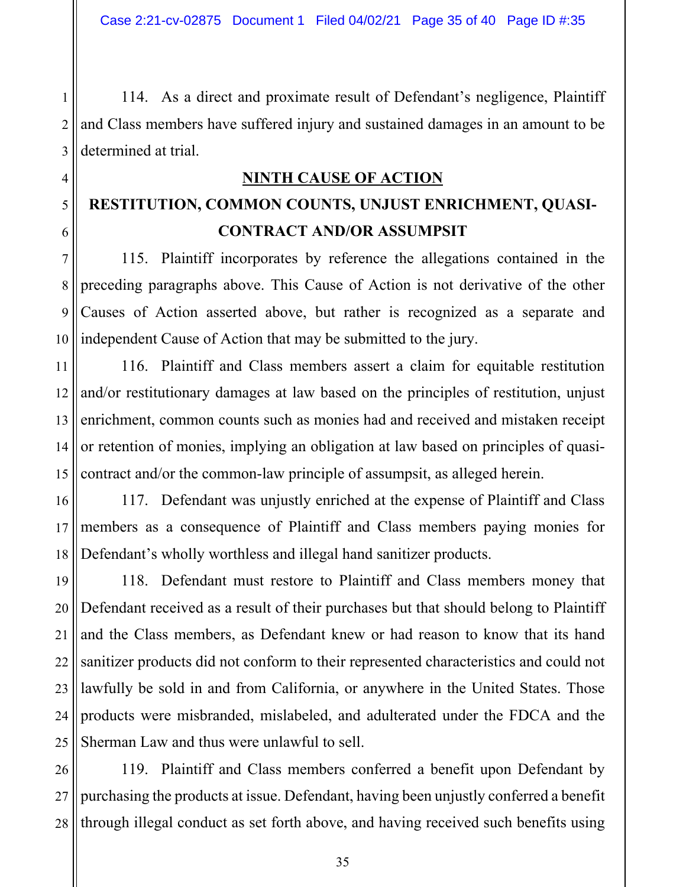114. As a direct and proximate result of Defendant's negligence, Plaintiff and Class members have suffered injury and sustained damages in an amount to be determined at trial.

## NINTH CAUSE OF ACTION

## RESTITUTION, COMMON COUNTS, UNJUST ENRICHMENT, QUASI-CONTRACT AND/OR ASSUMPSIT

115. Plaintiff incorporates by reference the allegations contained in the preceding paragraphs above. This Cause of Action is not derivative of the other Causes of Action asserted above, but rather is recognized as a separate and independent Cause of Action that may be submitted to the jury.

116. Plaintiff and Class members assert a claim for equitable restitution and/or restitutionary damages at law based on the principles of restitution, unjust enrichment, common counts such as monies had and received and mistaken receipt or retention of monies, implying an obligation at law based on principles of quasi-contract and/or the common-law principle of assumpsit, as alleged herein.

117. Defendant was unjustly enriched at the expense of Plaintiff and Class members as a consequence of Plaintiff and Class members paying monies for Defendant's wholly worthless and illegal hand sanitizer products.

118. Defendant must restore to Plaintiff and Class members money that Defendant received as a result of their purchases but that should belong to Plaintiff and the Class members, as Defendant knew or had reason to know that its hand sanitizer products did not conform to their represented characteristics and could not lawfully be sold in and from California, or anywhere in the United States. Those products were misbranded, mislabeled, and adulterated under the FDCA and the Sherman Law and thus were unlawful to sell.

119. Plaintiff and Class members conferred a benefit upon Defendant by purchasing the products at issue. Defendant, having been unjustly conferred a benefit through illegal conduct as set forth above, and having received such benefits using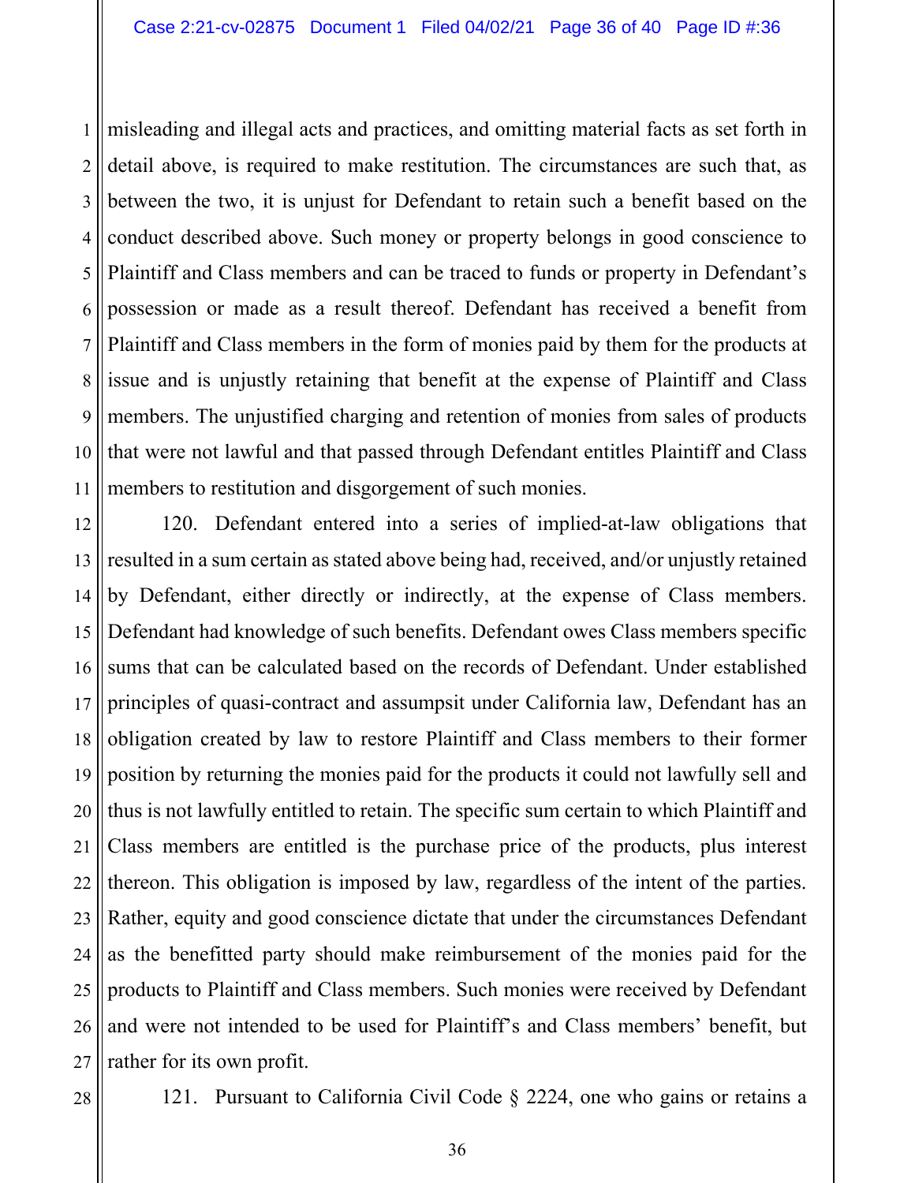misleading and illegal acts and practices, and omitting material facts as set forth in detail above, is required to make restitution. The circumstances are such that, as between the two, it is unjust for Defendant to retain such a benefit based on the conduct described above. Such money or property belongs in good conscience to Plaintiff and Class members and can be traced to funds or property in Defendant's possession or made as a result thereof. Defendant has received a benefit from Plaintiff and Class members in the form of monies paid by them for the products at issue and is unjustly retaining that benefit at the expense of Plaintiff and Class members. The unjustified charging and retention of monies from sales of products that were not lawful and that passed through Defendant entitles Plaintiff and Class members to restitution and disgorgement of such monies.

120. Defendant entered into a series of implied-at-law obligations that resulted in a sum certain as stated above being had, received, and/or unjustly retained by Defendant, either directly or indirectly, at the expense of Class members. Defendant had knowledge of such benefits. Defendant owes Class members specific sums that can be calculated based on the records of Defendant. Under established principles of quasi-contract and assumpsit under California law, Defendant has an obligation created by law to restore Plaintiff and Class members to their former position by returning the monies paid for the products it could not lawfully sell and thus is not lawfully entitled to retain. The specific sum certain to which Plaintiff and Class members are entitled is the purchase price of the products, plus interest thereon. This obligation is imposed by law, regardless of the intent of the parties. Rather, equity and good conscience dictate that under the circumstances Defendant as the benefitted party should make reimbursement of the monies paid for the products to Plaintiff and Class members. Such monies were received by Defendant and were not intended to be used for Plaintiff's and Class members' benefit, but rather for its own profit.

121. Pursuant to California Civil Code § 2224, one who gains or retains a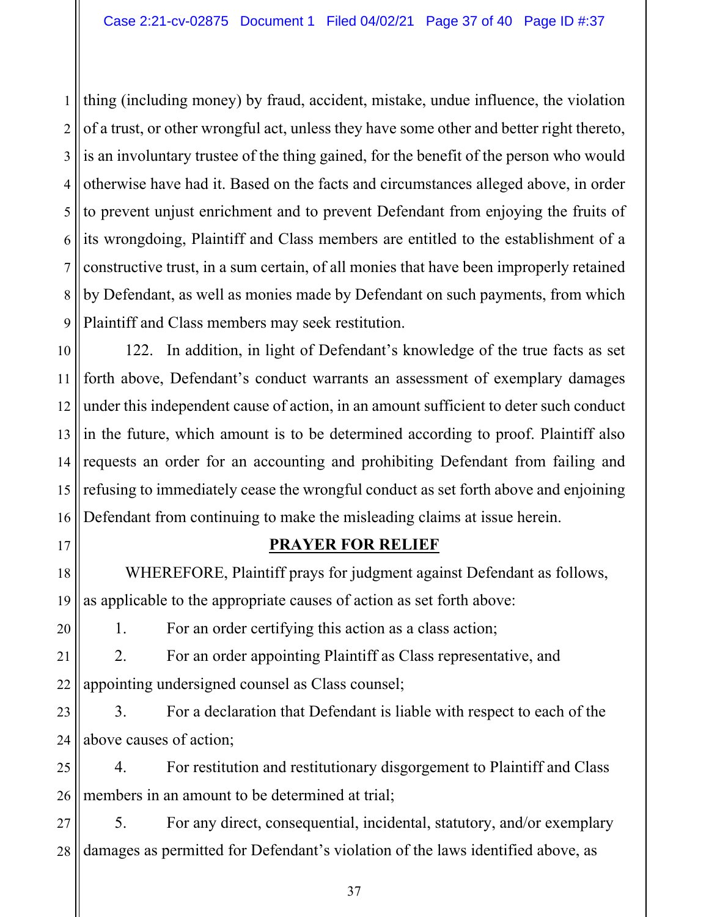thing (including money) by fraud, accident, mistake, undue influence, the violation of a trust, or other wrongful act, unless they have some other and better right thereto, is an involuntary trustee of the thing gained, for the benefit of the person who would otherwise have had it. Based on the facts and circumstances alleged above, in order to prevent unjust enrichment and to prevent Defendant from enjoying the fruits of its wrongdoing, Plaintiff and Class members are entitled to the establishment of a constructive trust, in a sum certain, of all monies that have been improperly retained by Defendant, as well as monies made by Defendant on such payments, from which Plaintiff and Class members may seek restitution.

122. In addition, in light of Defendant's knowledge of the true facts as set forth above, Defendant's conduct warrants an assessment of exemplary damages under this independent cause of action, in an amount sufficient to deter such conduct in the future, which amount is to be determined according to proof. Plaintiff also requests an order for an accounting and prohibiting Defendant from failing and refusing to immediately cease the wrongful conduct as set forth above and enjoining Defendant from continuing to make the misleading claims at issue herein.

## PRAYER FOR RELIEF

WHEREFORE, Plaintiff prays for judgment against Defendant as follows, as applicable to the appropriate causes of action as set forth above:

1. For an order certifying this action as a class action;
2. For an order appointing Plaintiff as Class representative, and appointing undersigned counsel as Class counsel;
3. For a declaration that Defendant is liable with respect to each of the above causes of action;
4. For restitution and restitutionary disgorgement to Plaintiff and Class members in an amount to be determined at trial;
5. For any direct, consequential, incidental, statutory, and/or exemplary damages as permitted for Defendant's violation of the laws identified above, as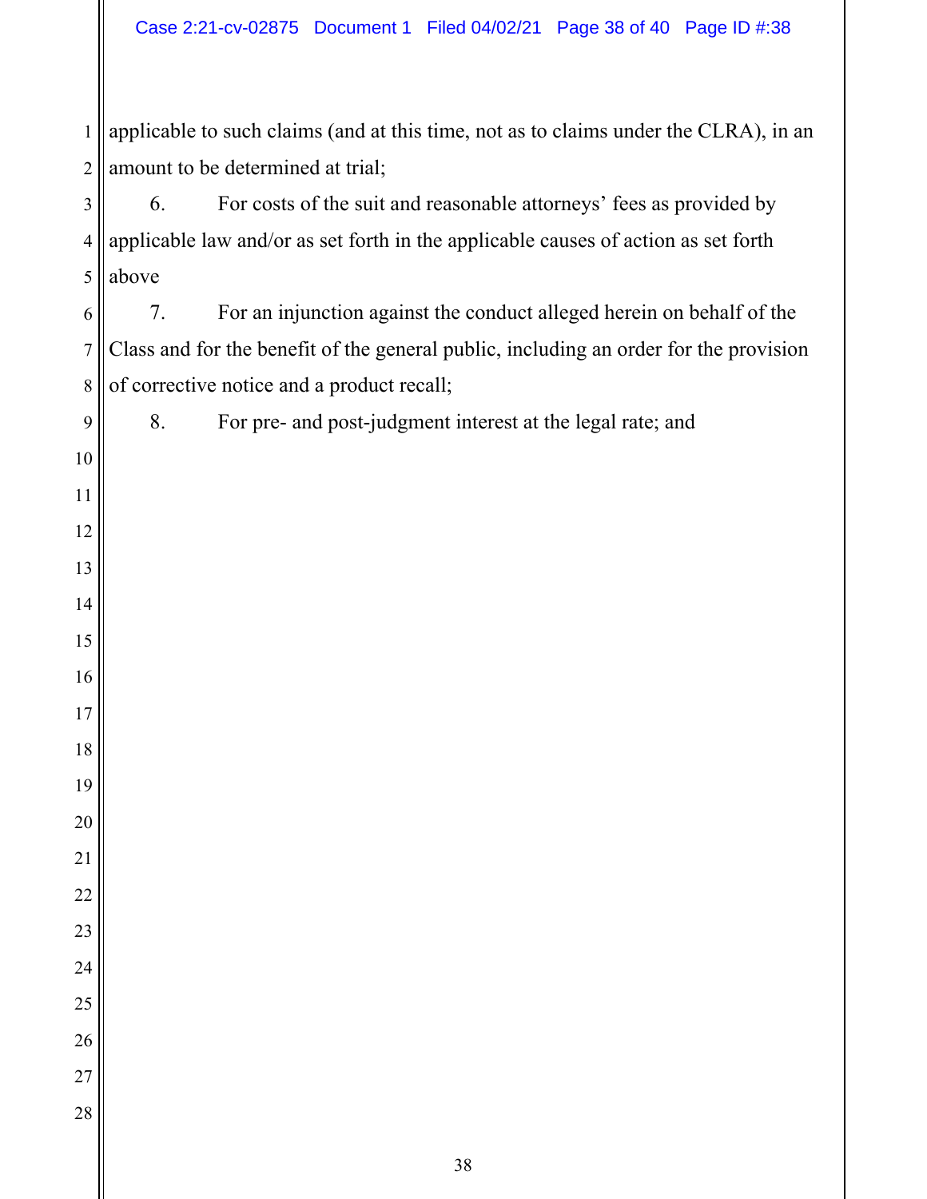applicable to such claims (and at this time, not as to claims under the CLRA), in an amount to be determined at trial;

6. For costs of the suit and reasonable attorneys' fees as provided by applicable law and/or as set forth in the applicable causes of action as set forth above

7. For an injunction against the conduct alleged herein on behalf of the Class and for the benefit of the general public, including an order for the provision of corrective notice and a product recall;

8. For pre- and post-judgment interest at the legal rate; and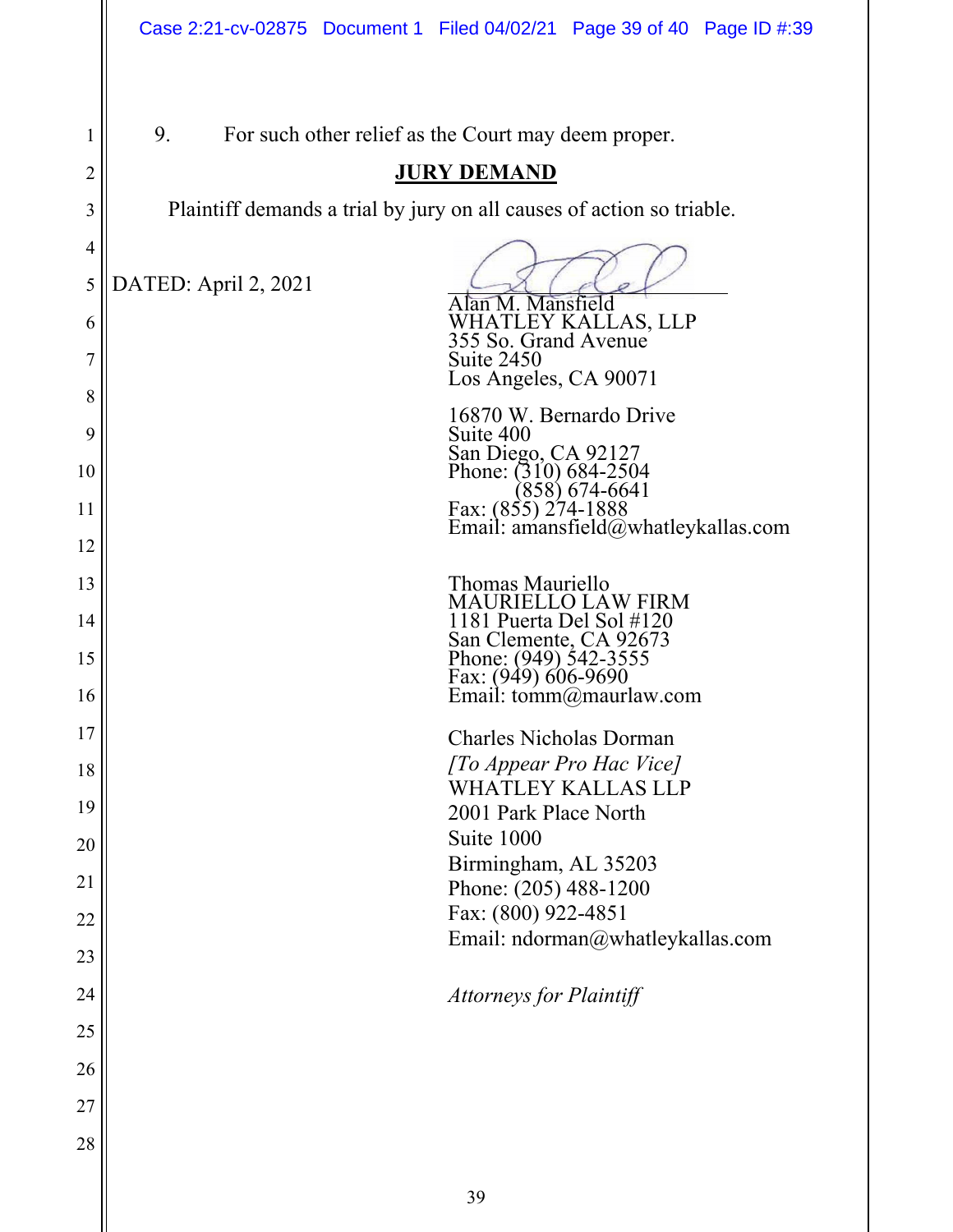9. For such other relief as the Court may deem proper.

**JURY DEMAND**

Plaintiff demands a trial by jury on all causes of action so triable.

DATED: April 2, 2021

Alan M. Mansfield
WHATLEY KALLAS, LLP
355 So. Grand Avenue
Suite 2450
Los Angeles, CA 90071

16870 W. Bernardo Drive
Suite 400
San Diego, CA 92127
Phone: (310) 684-2504
(858) 674-6641
Fax: (855) 274-1888
Email: amansfield@whatleykallas.com

Thomas Mauriello
MAURIELLO LAW FIRM
1181 Puerta Del Sol #120
San Clemente, CA 92673
Phone: (949) 542-3555
Fax: (949) 606-9690
Email: tomm@maurlaw.com

Charles Nicholas Dorman
*[To Appear Pro Hac Vice]*
WHATLEY KALLAS LLP
2001 Park Place North
Suite 1000
Birmingham, AL 35203
Phone: (205) 488-1200
Fax: (800) 922-4851
Email: ndorman@whatleykallas.com

*Attorneys for Plaintiff*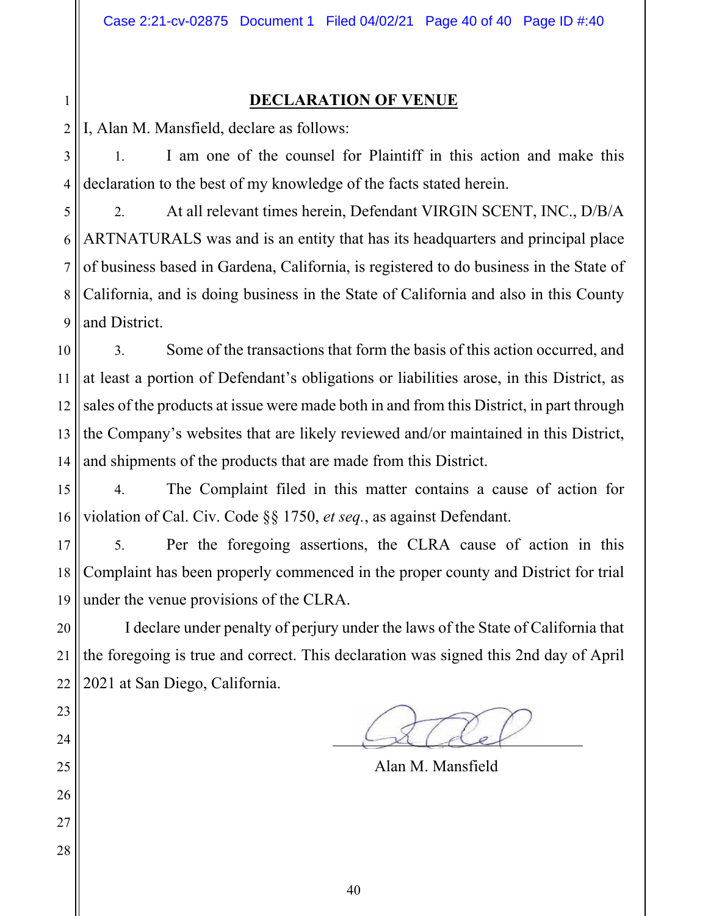# DECLARATION OF VENUE

I, Alan M. Mansfield, declare as follows:

1. I am one of the counsel for Plaintiff in this action and make this declaration to the best of my knowledge of the facts stated herein.

2. At all relevant times herein, Defendant VIRGIN SCENT, INC., D/B/A ARTNATURALS was and is an entity that has its headquarters and principal place of business based in Gardena, California, is registered to do business in the State of California, and is doing business in the State of California and also in this County and District.

3. Some of the transactions that form the basis of this action occurred, and at least a portion of Defendant's obligations or liabilities arose, in this District, as sales of the products at issue were made both in and from this District, in part through the Company's websites that are likely reviewed and/or maintained in this District, and shipments of the products that are made from this District.

4. The Complaint filed in this matter contains a cause of action for violation of Cal. Civ. Code §§ 1750, *et seq.*, as against Defendant.

5. Per the foregoing assertions, the CLRA cause of action in this Complaint has been properly commenced in the proper county and District for trial under the venue provisions of the CLRA.

I declare under penalty of perjury under the laws of the State of California that the foregoing is true and correct. This declaration was signed this 2nd day of April 2021 at San Diego, California.

Alan M. Mansfield